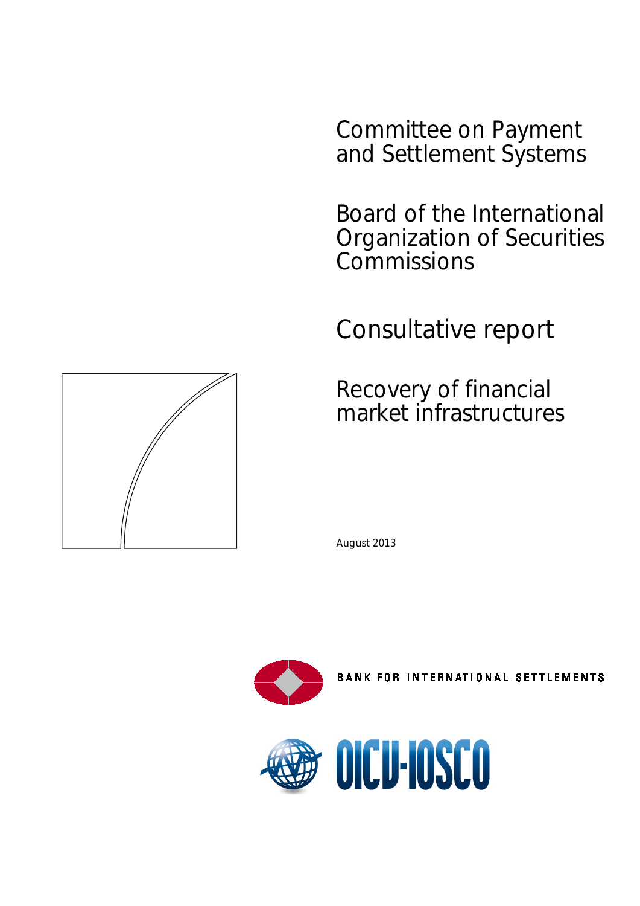Committee on Payment and Settlement Systems

Board of the International Organization of Securities Commissions

# Consultative report

## Recovery of financial market infrastructures

August 2013

BANK FOR INTERNATIONAL SETTLEMENTS

OICU-IOSCO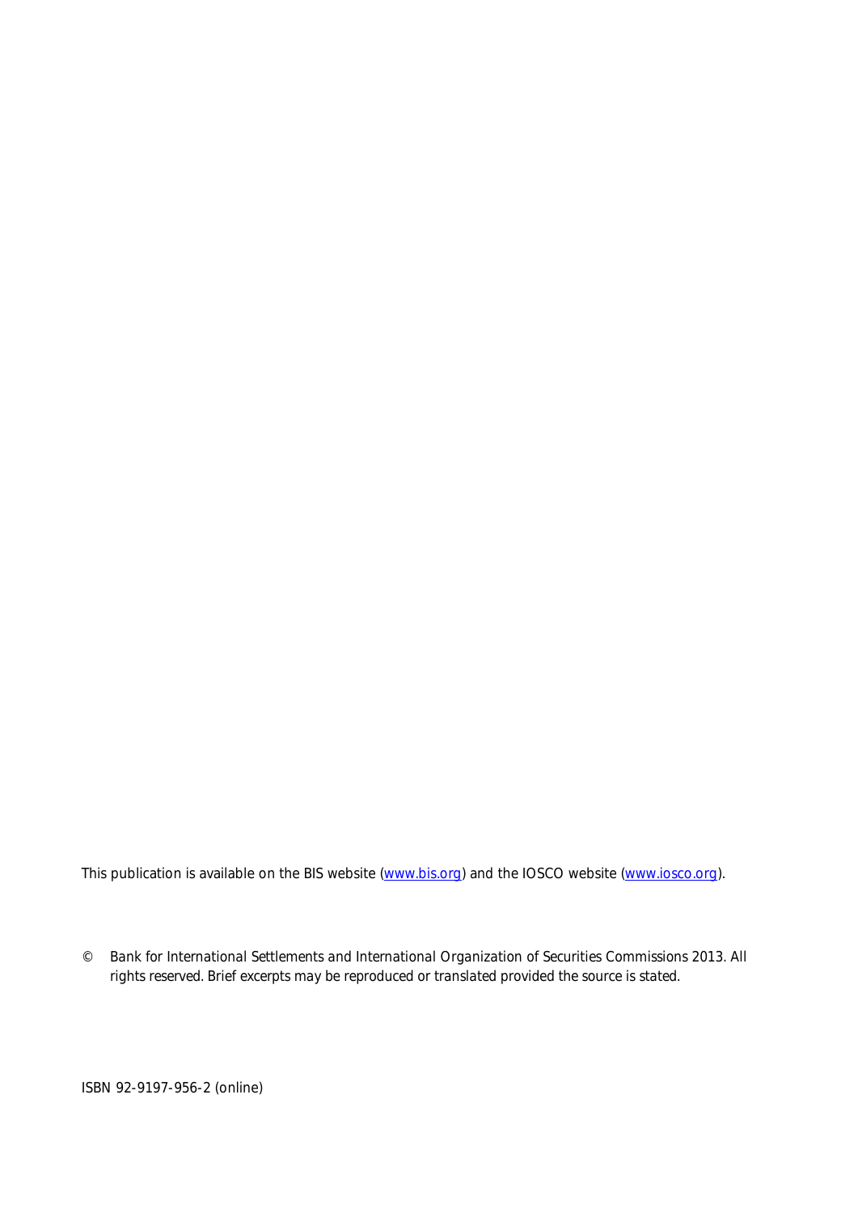This publication is available on the BIS website ([www.bis.org](http://www.bis.org)) and the IOSCO website ([www.iosco.org](http://www.iosco.org)).

© Bank for International Settlements and International Organization of Securities Commissions 2013. All rights reserved. Brief excerpts may be reproduced or translated provided the source is stated.

ISBN 92-9197-956-2 (online)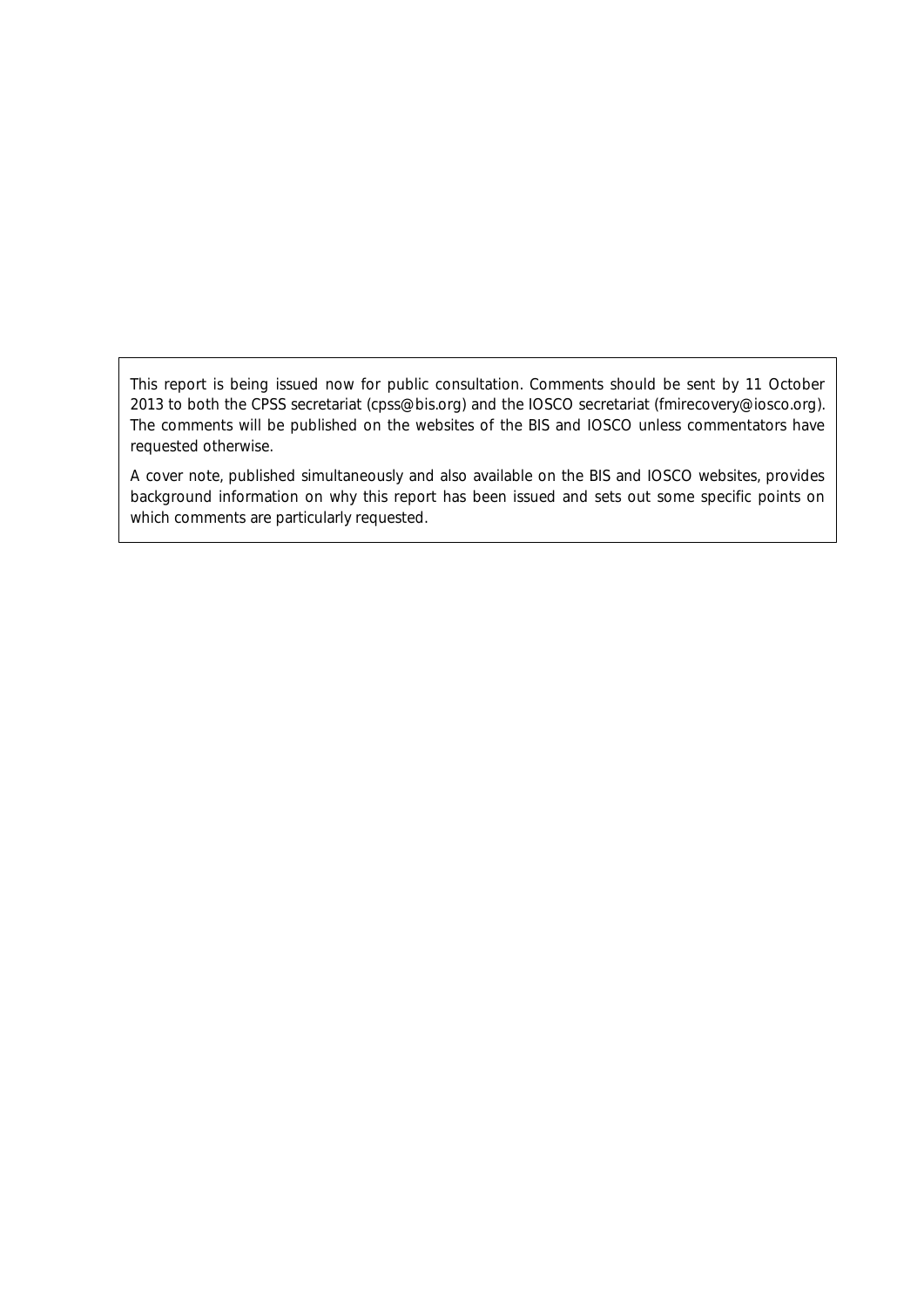This report is being issued now for public consultation. Comments should be sent by 11 October 2013 to both the CPSS secretariat (cpss@bis.org) and the IOSCO secretariat (fmirecovery@iosco.org). The comments will be published on the websites of the BIS and IOSCO unless commentators have requested otherwise.

A cover note, published simultaneously and also available on the BIS and IOSCO websites, provides background information on why this report has been issued and sets out some specific points on which comments are particularly requested.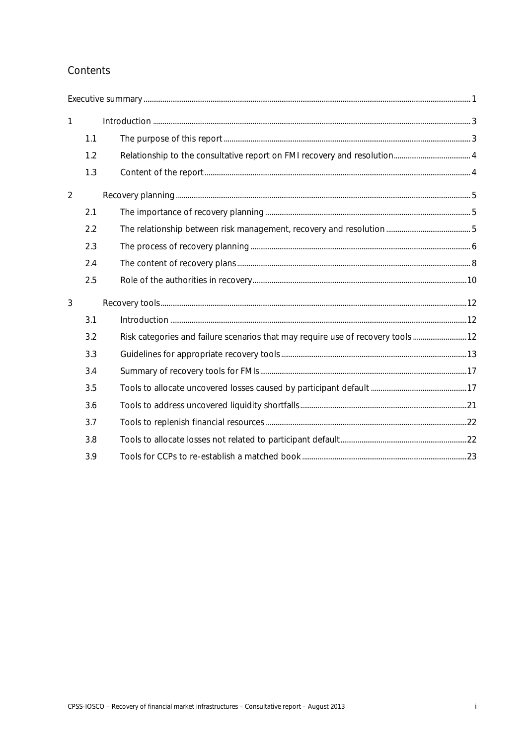## Contents

Executive summary ........ 1

1 Introduction ........ 3

  1.1 The purpose of this report ........ 3

  1.2 Relationship to the consultative report on FMI recovery and resolution ........ 4

  1.3 Content of the report ........ 4

2 Recovery planning ........ 5

  2.1 The importance of recovery planning ........ 5

  2.2 The relationship between risk management, recovery and resolution ........ 5

  2.3 The process of recovery planning ........ 6

  2.4 The content of recovery plans ........ 8

  2.5 Role of the authorities in recovery ........ 10

3 Recovery tools ........ 12

  3.1 Introduction ........ 12

  3.2 Risk categories and failure scenarios that may require use of recovery tools ........ 12

  3.3 Guidelines for appropriate recovery tools ........ 13

  3.4 Summary of recovery tools for FMIs ........ 17

  3.5 Tools to allocate uncovered losses caused by participant default ........ 17

  3.6 Tools to address uncovered liquidity shortfalls ........ 21

  3.7 Tools to replenish financial resources ........ 22

  3.8 Tools to allocate losses not related to participant default ........ 22

  3.9 Tools for CCPs to re-establish a matched book ........ 23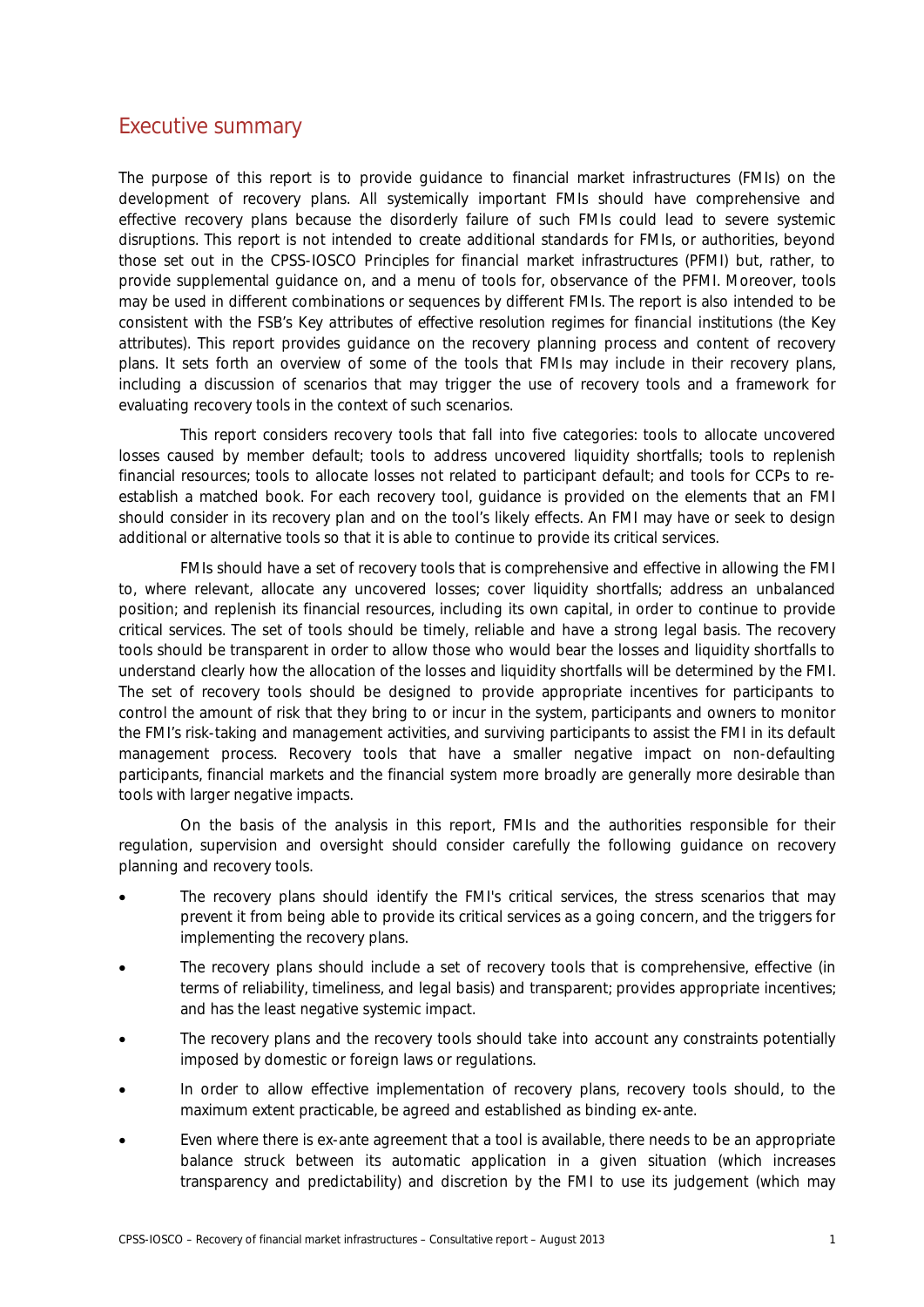## Executive summary

The purpose of this report is to provide guidance to financial market infrastructures (FMIs) on the development of recovery plans. All systemically important FMIs should have comprehensive and effective recovery plans because the disorderly failure of such FMIs could lead to severe systemic disruptions. This report is not intended to create additional standards for FMIs, or authorities, beyond those set out in the CPSS-IOSCO *Principles for financial market infrastructures* (PFMI) but, rather, to provide supplemental guidance on, and a menu of tools for, observance of the PFMI. Moreover, tools may be used in different combinations or sequences by different FMIs. The report is also intended to be consistent with the FSB's *Key attributes of effective resolution regimes for financial institutions* (the Key attributes). This report provides guidance on the recovery planning process and content of recovery plans. It sets forth an overview of some of the tools that FMIs may include in their recovery plans, including a discussion of scenarios that may trigger the use of recovery tools and a framework for evaluating recovery tools in the context of such scenarios.

This report considers recovery tools that fall into five categories: tools to allocate uncovered losses caused by member default; tools to address uncovered liquidity shortfalls; tools to replenish financial resources; tools to allocate losses not related to participant default; and tools for CCPs to re-establish a matched book. For each recovery tool, guidance is provided on the elements that an FMI should consider in its recovery plan and on the tool's likely effects. An FMI may have or seek to design additional or alternative tools so that it is able to continue to provide its critical services.

FMIs should have a set of recovery tools that is comprehensive and effective in allowing the FMI to, where relevant, allocate any uncovered losses; cover liquidity shortfalls; address an unbalanced position; and replenish its financial resources, including its own capital, in order to continue to provide critical services. The set of tools should be timely, reliable and have a strong legal basis. The recovery tools should be transparent in order to allow those who would bear the losses and liquidity shortfalls to understand clearly how the allocation of the losses and liquidity shortfalls will be determined by the FMI. The set of recovery tools should be designed to provide appropriate incentives for participants to control the amount of risk that they bring to or incur in the system, participants and owners to monitor the FMI's risk-taking and management activities, and surviving participants to assist the FMI in its default management process. Recovery tools that have a smaller negative impact on non-defaulting participants, financial markets and the financial system more broadly are generally more desirable than tools with larger negative impacts.

On the basis of the analysis in this report, FMIs and the authorities responsible for their regulation, supervision and oversight should consider carefully the following guidance on recovery planning and recovery tools.

- The recovery plans should identify the FMI's critical services, the stress scenarios that may prevent it from being able to provide its critical services as a going concern, and the triggers for implementing the recovery plans.
- The recovery plans should include a set of recovery tools that is comprehensive, effective (in terms of reliability, timeliness, and legal basis) and transparent; provides appropriate incentives; and has the least negative systemic impact.
- The recovery plans and the recovery tools should take into account any constraints potentially imposed by domestic or foreign laws or regulations.
- In order to allow effective implementation of recovery plans, recovery tools should, to the maximum extent practicable, be agreed and established as binding ex-ante.
- Even where there is ex-ante agreement that a tool is available, there needs to be an appropriate balance struck between its automatic application in a given situation (which increases transparency and predictability) and discretion by the FMI to use its judgement (which may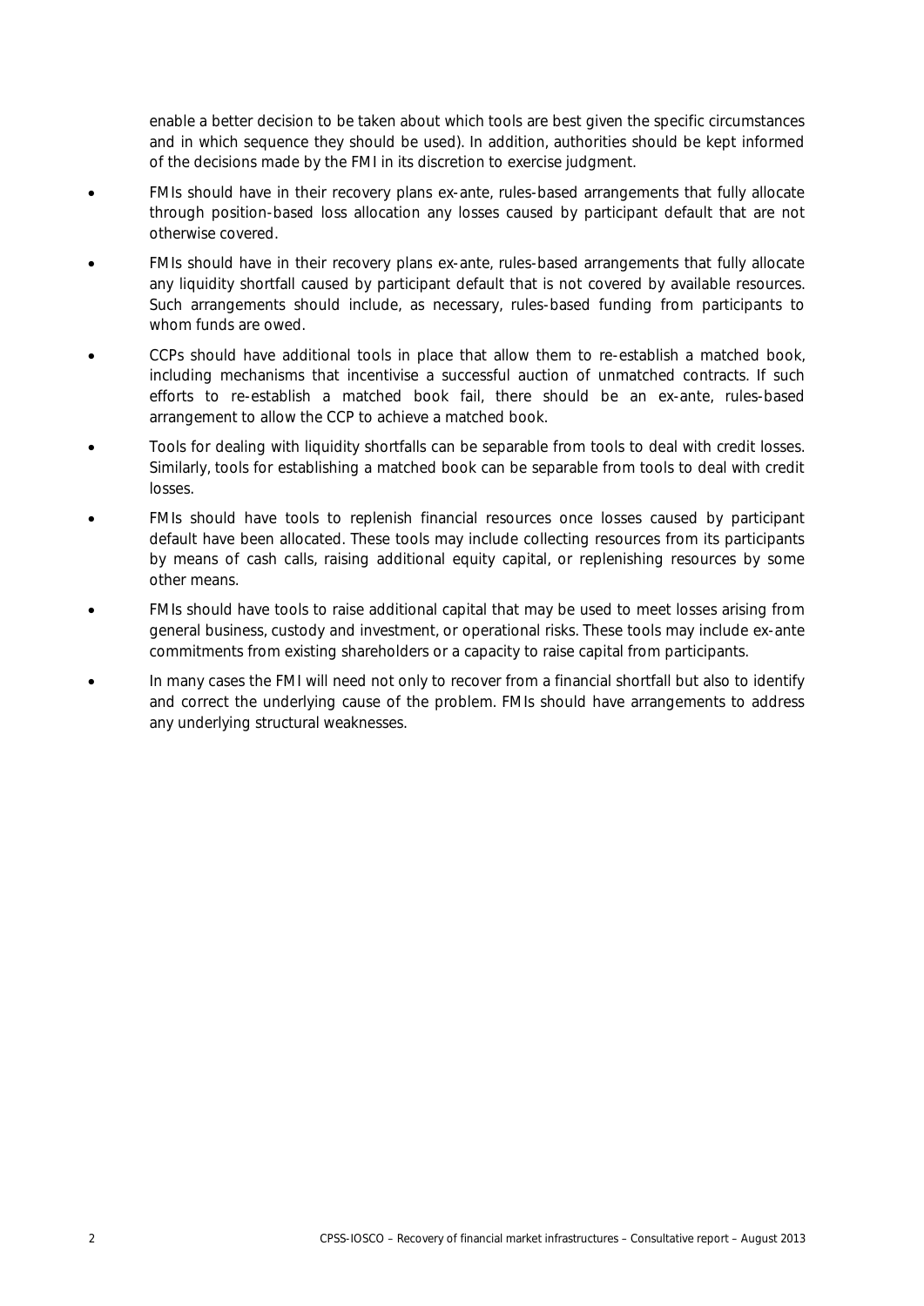enable a better decision to be taken about which tools are best given the specific circumstances and in which sequence they should be used). In addition, authorities should be kept informed of the decisions made by the FMI in its discretion to exercise judgment.

- FMIs should have in their recovery plans ex-ante, rules-based arrangements that fully allocate through position-based loss allocation any losses caused by participant default that are not otherwise covered.
- FMIs should have in their recovery plans ex-ante, rules-based arrangements that fully allocate any liquidity shortfall caused by participant default that is not covered by available resources. Such arrangements should include, as necessary, rules-based funding from participants to whom funds are owed.
- CCPs should have additional tools in place that allow them to re-establish a matched book, including mechanisms that incentivise a successful auction of unmatched contracts. If such efforts to re-establish a matched book fail, there should be an ex-ante, rules-based arrangement to allow the CCP to achieve a matched book.
- Tools for dealing with liquidity shortfalls can be separable from tools to deal with credit losses. Similarly, tools for establishing a matched book can be separable from tools to deal with credit losses.
- FMIs should have tools to replenish financial resources once losses caused by participant default have been allocated. These tools may include collecting resources from its participants by means of cash calls, raising additional equity capital, or replenishing resources by some other means.
- FMIs should have tools to raise additional capital that may be used to meet losses arising from general business, custody and investment, or operational risks. These tools may include ex-ante commitments from existing shareholders or a capacity to raise capital from participants.
- In many cases the FMI will need not only to recover from a financial shortfall but also to identify and correct the underlying cause of the problem. FMIs should have arrangements to address any underlying structural weaknesses.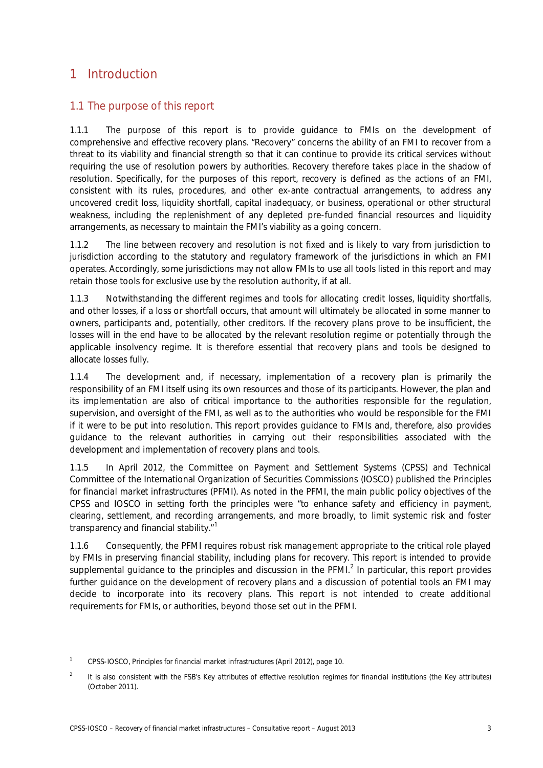# 1 Introduction

## 1.1 The purpose of this report

1.1.1 The purpose of this report is to provide guidance to FMIs on the development of comprehensive and effective recovery plans. "Recovery" concerns the ability of an FMI to recover from a threat to its viability and financial strength so that it can continue to provide its critical services without requiring the use of resolution powers by authorities. Recovery therefore takes place in the shadow of resolution. Specifically, for the purposes of this report, recovery is defined as the actions of an FMI, consistent with its rules, procedures, and other ex-ante contractual arrangements, to address any uncovered credit loss, liquidity shortfall, capital inadequacy, or business, operational or other structural weakness, including the replenishment of any depleted pre-funded financial resources and liquidity arrangements, as necessary to maintain the FMI's viability as a going concern.

1.1.2 The line between recovery and resolution is not fixed and is likely to vary from jurisdiction to jurisdiction according to the statutory and regulatory framework of the jurisdictions in which an FMI operates. Accordingly, some jurisdictions may not allow FMIs to use all tools listed in this report and may retain those tools for exclusive use by the resolution authority, if at all.

1.1.3 Notwithstanding the different regimes and tools for allocating credit losses, liquidity shortfalls, and other losses, if a loss or shortfall occurs, that amount will ultimately be allocated in some manner to owners, participants and, potentially, other creditors. If the recovery plans prove to be insufficient, the losses will in the end have to be allocated by the relevant resolution regime or potentially through the applicable insolvency regime. It is therefore essential that recovery plans and tools be designed to allocate losses fully.

1.1.4 The development and, if necessary, implementation of a recovery plan is primarily the responsibility of an FMI itself using its own resources and those of its participants. However, the plan and its implementation are also of critical importance to the authorities responsible for the regulation, supervision, and oversight of the FMI, as well as to the authorities who would be responsible for the FMI if it were to be put into resolution. This report provides guidance to FMIs and, therefore, also provides guidance to the relevant authorities in carrying out their responsibilities associated with the development and implementation of recovery plans and tools.

1.1.5 In April 2012, the Committee on Payment and Settlement Systems (CPSS) and Technical Committee of the International Organization of Securities Commissions (IOSCO) published the Principles for financial market infrastructures (PFMI). As noted in the PFMI, the main public policy objectives of the CPSS and IOSCO in setting forth the principles were "to enhance safety and efficiency in payment, clearing, settlement, and recording arrangements, and more broadly, to limit systemic risk and foster transparency and financial stability."[1]

1.1.6 Consequently, the PFMI requires robust risk management appropriate to the critical role played by FMIs in preserving financial stability, including plans for recovery. This report is intended to provide supplemental guidance to the principles and discussion in the PFMI.[2] In particular, this report provides further guidance on the development of recovery plans and a discussion of potential tools an FMI may decide to incorporate into its recovery plans. This report is not intended to create additional requirements for FMIs, or authorities, beyond those set out in the PFMI.

[1] CPSS-IOSCO, Principles for financial market infrastructures (April 2012), page 10.

[2] It is also consistent with the FSB's Key attributes of effective resolution regimes for financial institutions (the Key attributes) (October 2011).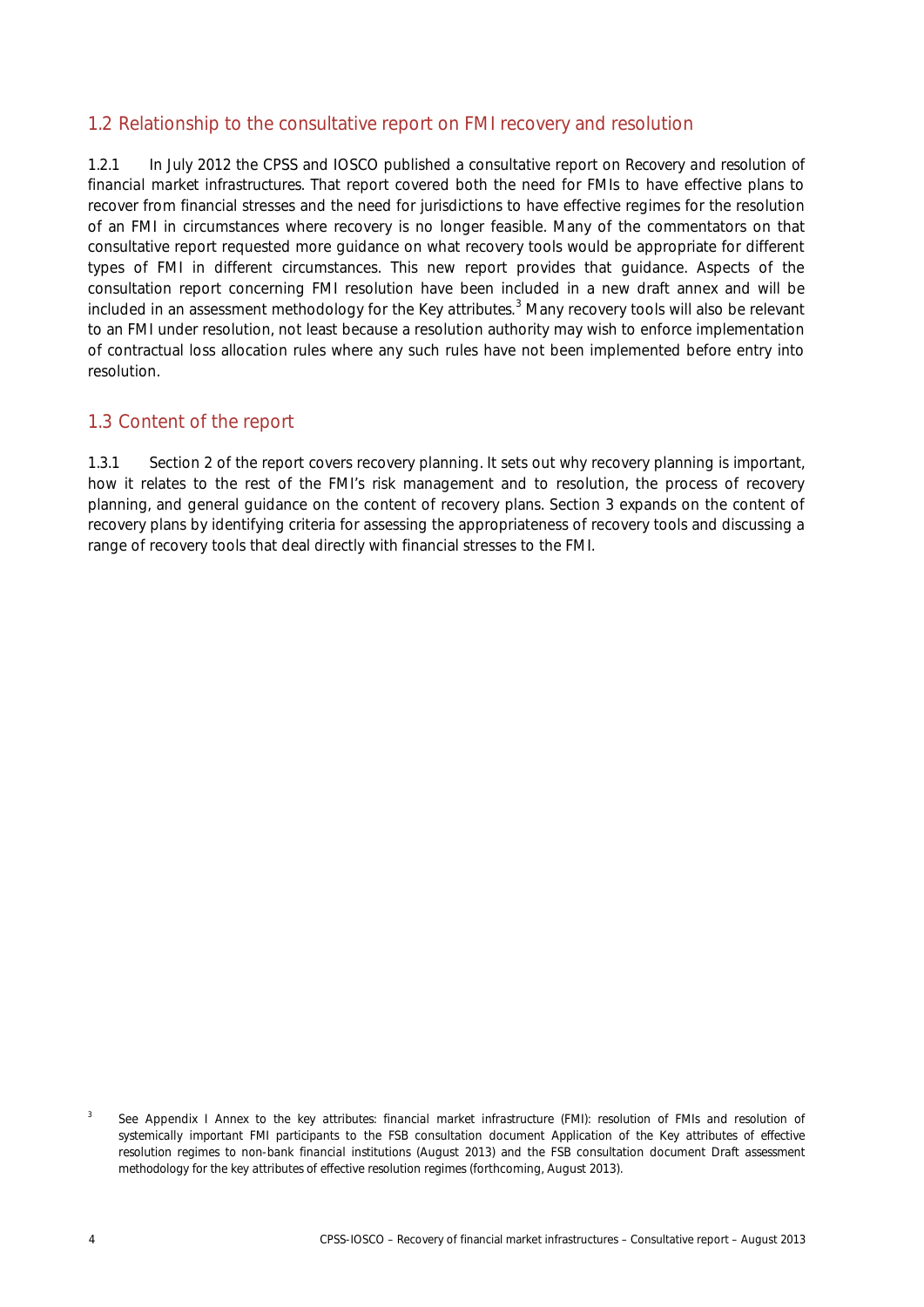## 1.2 Relationship to the consultative report on FMI recovery and resolution

1.2.1 In July 2012 the CPSS and IOSCO published a consultative report on *Recovery and resolution of financial market infrastructures*. That report covered both the need for FMIs to have effective plans to recover from financial stresses and the need for jurisdictions to have effective regimes for the resolution of an FMI in circumstances where recovery is no longer feasible. Many of the commentators on that consultative report requested more guidance on what recovery tools would be appropriate for different types of FMI in different circumstances. This new report provides that guidance. Aspects of the consultation report concerning FMI resolution have been included in a new draft annex and will be included in an assessment methodology for the Key attributes.[3] Many recovery tools will also be relevant to an FMI under resolution, not least because a resolution authority may wish to enforce implementation of contractual loss allocation rules where any such rules have not been implemented before entry into resolution.

## 1.3 Content of the report

1.3.1 Section 2 of the report covers recovery planning. It sets out why recovery planning is important, how it relates to the rest of the FMI's risk management and to resolution, the process of recovery planning, and general guidance on the content of recovery plans. Section 3 expands on the content of recovery plans by identifying criteria for assessing the appropriateness of recovery tools and discussing a range of recovery tools that deal directly with financial stresses to the FMI.

[3] See Appendix I Annex to the key attributes: financial market infrastructure (FMI): resolution of FMIs and resolution of systemically important FMI participants to the FSB consultation document *Application of the Key attributes of effective resolution regimes to non-bank financial institutions* (August 2013) and the FSB consultation document *Draft assessment methodology for the key attributes of effective resolution regimes* (forthcoming, August 2013).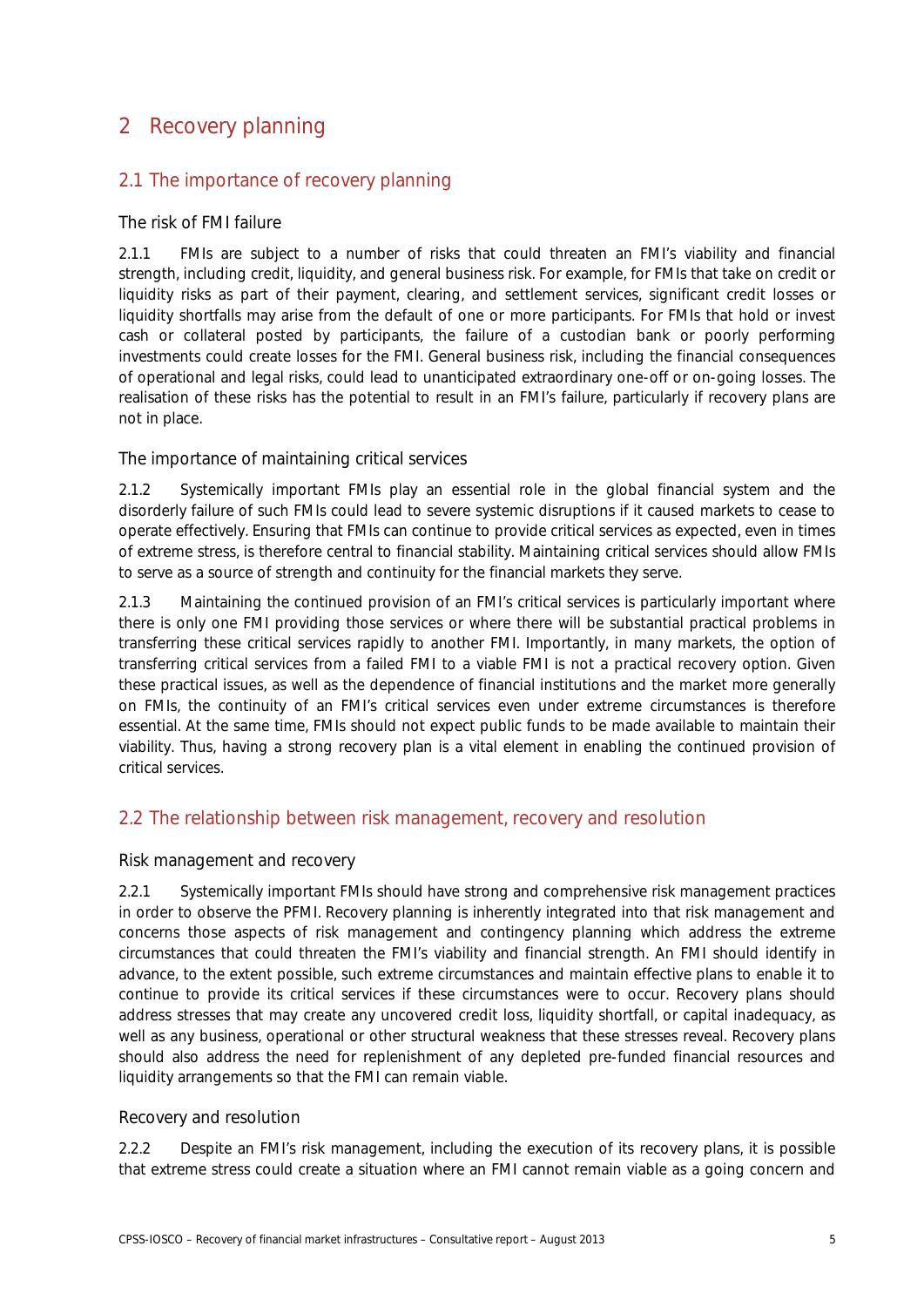# 2 Recovery planning

## 2.1 The importance of recovery planning

### The risk of FMI failure

2.1.1 FMIs are subject to a number of risks that could threaten an FMI's viability and financial strength, including credit, liquidity, and general business risk. For example, for FMIs that take on credit or liquidity risks as part of their payment, clearing, and settlement services, significant credit losses or liquidity shortfalls may arise from the default of one or more participants. For FMIs that hold or invest cash or collateral posted by participants, the failure of a custodian bank or poorly performing investments could create losses for the FMI. General business risk, including the financial consequences of operational and legal risks, could lead to unanticipated extraordinary one-off or on-going losses. The realisation of these risks has the potential to result in an FMI's failure, particularly if recovery plans are not in place.

### The importance of maintaining critical services

2.1.2 Systemically important FMIs play an essential role in the global financial system and the disorderly failure of such FMIs could lead to severe systemic disruptions if it caused markets to cease to operate effectively. Ensuring that FMIs can continue to provide critical services as expected, even in times of extreme stress, is therefore central to financial stability. Maintaining critical services should allow FMIs to serve as a source of strength and continuity for the financial markets they serve.

2.1.3 Maintaining the continued provision of an FMI's critical services is particularly important where there is only one FMI providing those services or where there will be substantial practical problems in transferring these critical services rapidly to another FMI. Importantly, in many markets, the option of transferring critical services from a failed FMI to a viable FMI is not a practical recovery option. Given these practical issues, as well as the dependence of financial institutions and the market more generally on FMIs, the continuity of an FMI's critical services even under extreme circumstances is therefore essential. At the same time, FMIs should not expect public funds to be made available to maintain their viability. Thus, having a strong recovery plan is a vital element in enabling the continued provision of critical services.

## 2.2 The relationship between risk management, recovery and resolution

### Risk management and recovery

2.2.1 Systemically important FMIs should have strong and comprehensive risk management practices in order to observe the PFMI. Recovery planning is inherently integrated into that risk management and concerns those aspects of risk management and contingency planning which address the extreme circumstances that could threaten the FMI's viability and financial strength. An FMI should identify in advance, to the extent possible, such extreme circumstances and maintain effective plans to enable it to continue to provide its critical services if these circumstances were to occur. Recovery plans should address stresses that may create any uncovered credit loss, liquidity shortfall, or capital inadequacy, as well as any business, operational or other structural weakness that these stresses reveal. Recovery plans should also address the need for replenishment of any depleted pre-funded financial resources and liquidity arrangements so that the FMI can remain viable.

### Recovery and resolution

2.2.2 Despite an FMI's risk management, including the execution of its recovery plans, it is possible that extreme stress could create a situation where an FMI cannot remain viable as a going concern and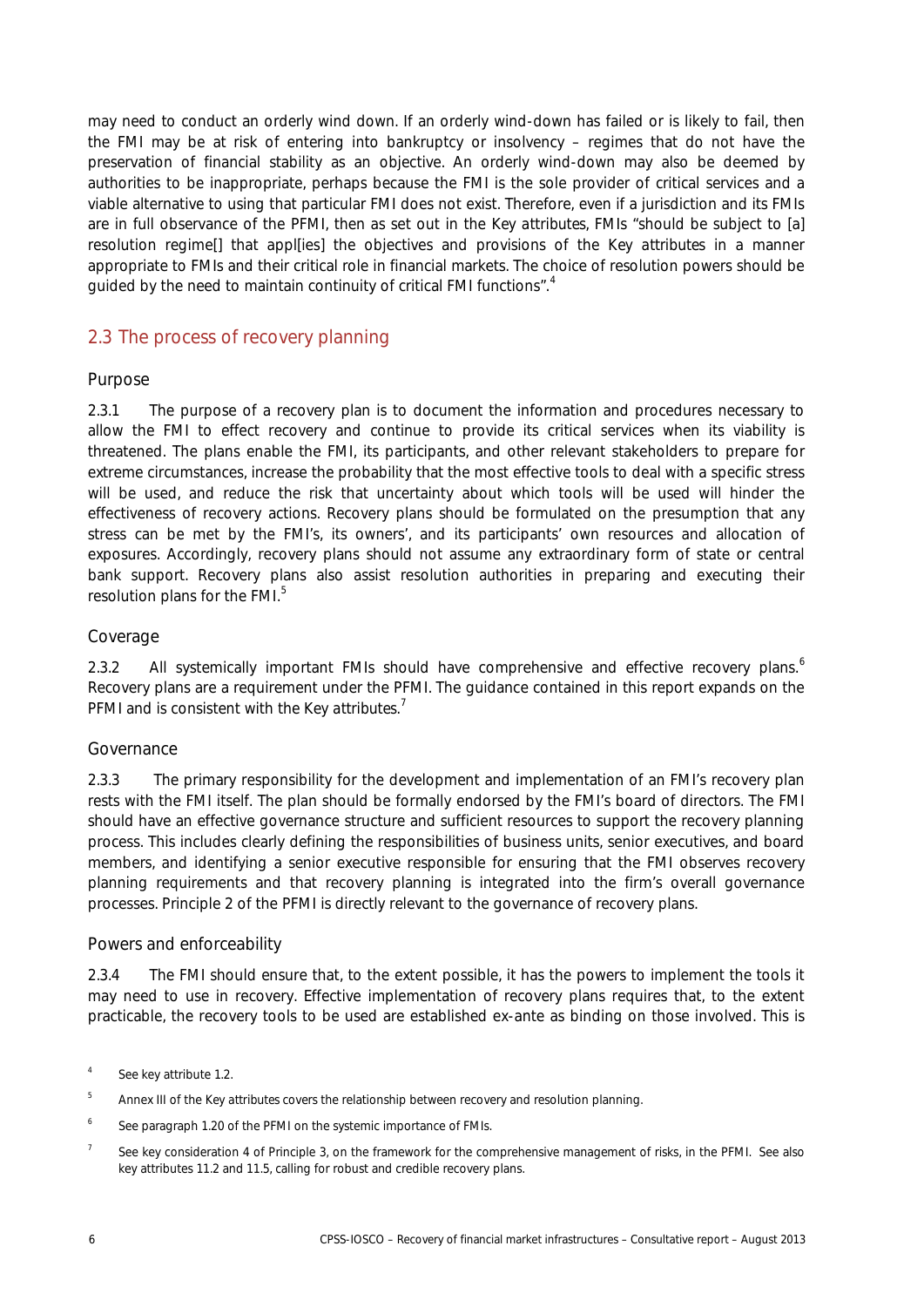may need to conduct an orderly wind down. If an orderly wind-down has failed or is likely to fail, then the FMI may be at risk of entering into bankruptcy or insolvency – regimes that do not have the preservation of financial stability as an objective. An orderly wind-down may also be deemed by authorities to be inappropriate, perhaps because the FMI is the sole provider of critical services and a viable alternative to using that particular FMI does not exist. Therefore, even if a jurisdiction and its FMIs are in full observance of the PFMI, then as set out in the Key attributes, FMIs "should be subject to [a] resolution regime[] that appl[ies] the objectives and provisions of the Key attributes in a manner appropriate to FMIs and their critical role in financial markets. The choice of resolution powers should be guided by the need to maintain continuity of critical FMI functions".[4]

## 2.3 The process of recovery planning

### Purpose

2.3.1 The purpose of a recovery plan is to document the information and procedures necessary to allow the FMI to effect recovery and continue to provide its critical services when its viability is threatened. The plans enable the FMI, its participants, and other relevant stakeholders to prepare for extreme circumstances, increase the probability that the most effective tools to deal with a specific stress will be used, and reduce the risk that uncertainty about which tools will be used will hinder the effectiveness of recovery actions. Recovery plans should be formulated on the presumption that any stress can be met by the FMI's, its owners', and its participants' own resources and allocation of exposures. Accordingly, recovery plans should not assume any extraordinary form of state or central bank support. Recovery plans also assist resolution authorities in preparing and executing their resolution plans for the FMI.[5]

### Coverage

2.3.2 All systemically important FMIs should have comprehensive and effective recovery plans.[6] Recovery plans are a requirement under the PFMI. The guidance contained in this report expands on the PFMI and is consistent with the Key attributes.[7]

### Governance

2.3.3 The primary responsibility for the development and implementation of an FMI's recovery plan rests with the FMI itself. The plan should be formally endorsed by the FMI's board of directors. The FMI should have an effective governance structure and sufficient resources to support the recovery planning process. This includes clearly defining the responsibilities of business units, senior executives, and board members, and identifying a senior executive responsible for ensuring that the FMI observes recovery planning requirements and that recovery planning is integrated into the firm's overall governance processes. Principle 2 of the PFMI is directly relevant to the governance of recovery plans.

### Powers and enforceability

2.3.4 The FMI should ensure that, to the extent possible, it has the powers to implement the tools it may need to use in recovery. Effective implementation of recovery plans requires that, to the extent practicable, the recovery tools to be used are established ex-ante as binding on those involved. This is

---

[4] See key attribute 1.2.

[5] Annex III of the Key attributes covers the relationship between recovery and resolution planning.

[6] See paragraph 1.20 of the PFMI on the systemic importance of FMIs.

[7] See key consideration 4 of Principle 3, on the framework for the comprehensive management of risks, in the PFMI. See also key attributes 11.2 and 11.5, calling for robust and credible recovery plans.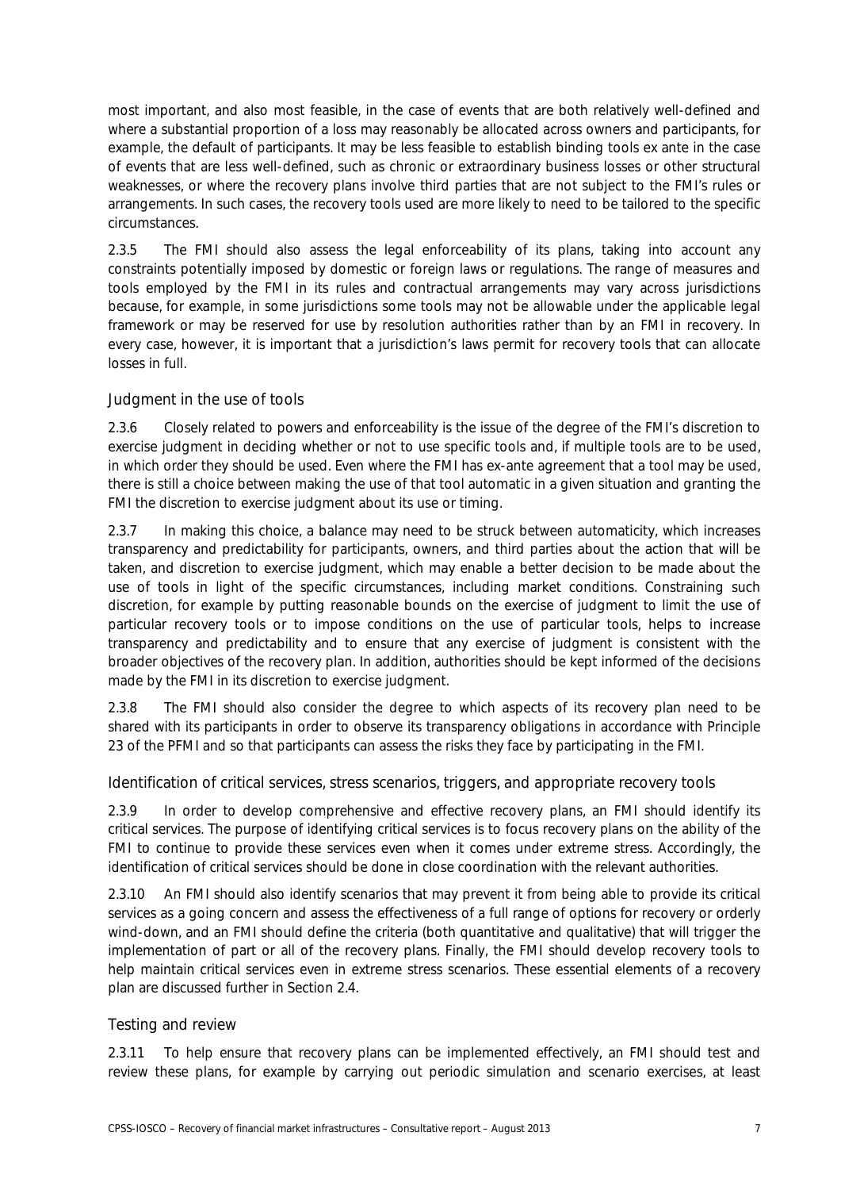most important, and also most feasible, in the case of events that are both relatively well-defined and where a substantial proportion of a loss may reasonably be allocated across owners and participants, for example, the default of participants. It may be less feasible to establish binding tools ex ante in the case of events that are less well-defined, such as chronic or extraordinary business losses or other structural weaknesses, or where the recovery plans involve third parties that are not subject to the FMI's rules or arrangements. In such cases, the recovery tools used are more likely to need to be tailored to the specific circumstances.

2.3.5 The FMI should also assess the legal enforceability of its plans, taking into account any constraints potentially imposed by domestic or foreign laws or regulations. The range of measures and tools employed by the FMI in its rules and contractual arrangements may vary across jurisdictions because, for example, in some jurisdictions some tools may not be allowable under the applicable legal framework or may be reserved for use by resolution authorities rather than by an FMI in recovery. In every case, however, it is important that a jurisdiction's laws permit for recovery tools that can allocate losses in full.

### Judgment in the use of tools

2.3.6 Closely related to powers and enforceability is the issue of the degree of the FMI's discretion to exercise judgment in deciding whether or not to use specific tools and, if multiple tools are to be used, in which order they should be used. Even where the FMI has ex-ante agreement that a tool may be used, there is still a choice between making the use of that tool automatic in a given situation and granting the FMI the discretion to exercise judgment about its use or timing.

2.3.7 In making this choice, a balance may need to be struck between automaticity, which increases transparency and predictability for participants, owners, and third parties about the action that will be taken, and discretion to exercise judgment, which may enable a better decision to be made about the use of tools in light of the specific circumstances, including market conditions. Constraining such discretion, for example by putting reasonable bounds on the exercise of judgment to limit the use of particular recovery tools or to impose conditions on the use of particular tools, helps to increase transparency and predictability and to ensure that any exercise of judgment is consistent with the broader objectives of the recovery plan. In addition, authorities should be kept informed of the decisions made by the FMI in its discretion to exercise judgment.

2.3.8 The FMI should also consider the degree to which aspects of its recovery plan need to be shared with its participants in order to observe its transparency obligations in accordance with Principle 23 of the PFMI and so that participants can assess the risks they face by participating in the FMI.

### Identification of critical services, stress scenarios, triggers, and appropriate recovery tools

2.3.9 In order to develop comprehensive and effective recovery plans, an FMI should identify its critical services. The purpose of identifying critical services is to focus recovery plans on the ability of the FMI to continue to provide these services even when it comes under extreme stress. Accordingly, the identification of critical services should be done in close coordination with the relevant authorities.

2.3.10 An FMI should also identify scenarios that may prevent it from being able to provide its critical services as a going concern and assess the effectiveness of a full range of options for recovery or orderly wind-down, and an FMI should define the criteria (both quantitative and qualitative) that will trigger the implementation of part or all of the recovery plans. Finally, the FMI should develop recovery tools to help maintain critical services even in extreme stress scenarios. These essential elements of a recovery plan are discussed further in Section 2.4.

### Testing and review

2.3.11 To help ensure that recovery plans can be implemented effectively, an FMI should test and review these plans, for example by carrying out periodic simulation and scenario exercises, at least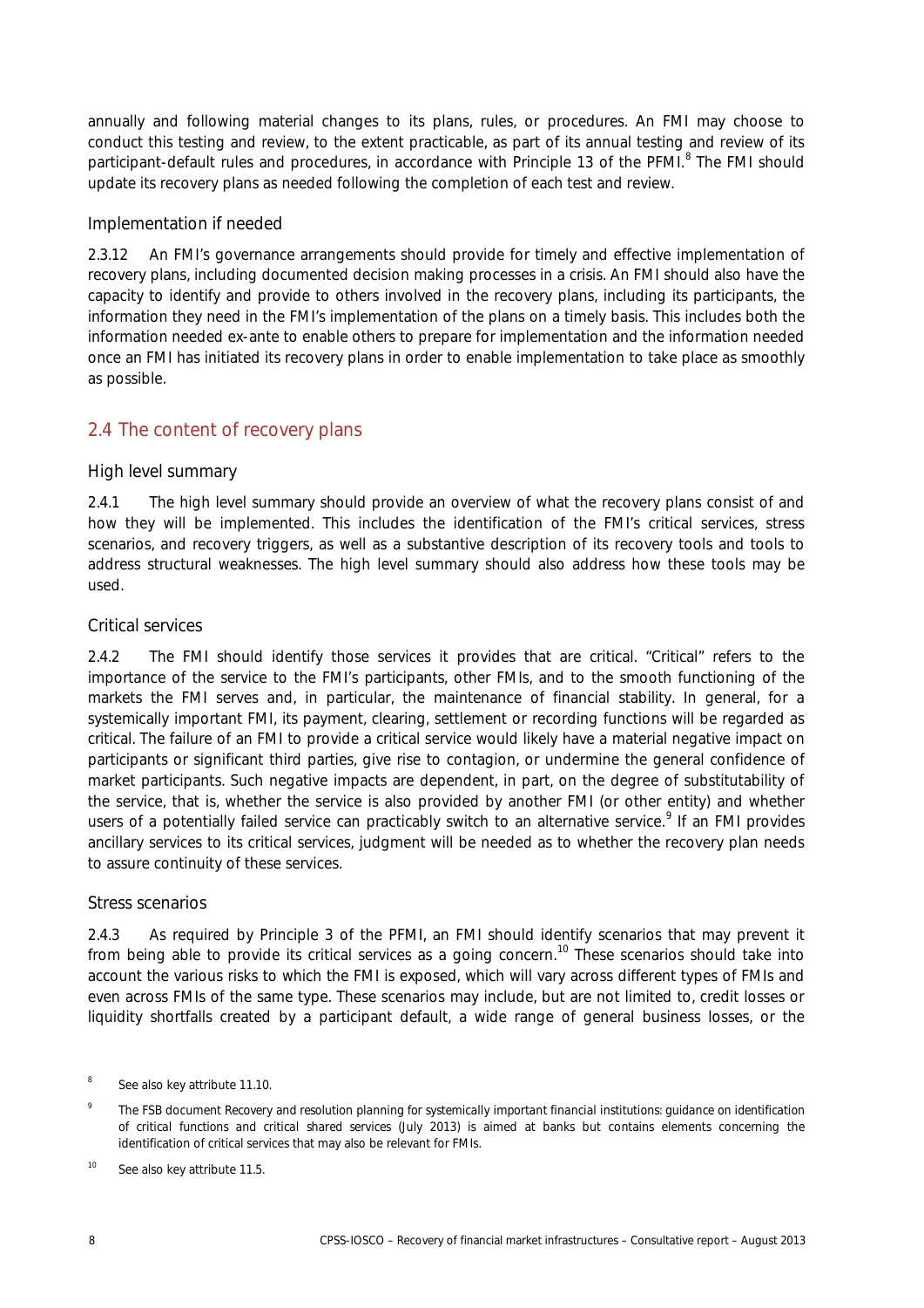annually and following material changes to its plans, rules, or procedures. An FMI may choose to conduct this testing and review, to the extent practicable, as part of its annual testing and review of its participant-default rules and procedures, in accordance with Principle 13 of the PFMI.[8] The FMI should update its recovery plans as needed following the completion of each test and review.

### Implementation if needed

2.3.12 An FMI's governance arrangements should provide for timely and effective implementation of recovery plans, including documented decision making processes in a crisis. An FMI should also have the capacity to identify and provide to others involved in the recovery plans, including its participants, the information they need in the FMI's implementation of the plans on a timely basis. This includes both the information needed ex-ante to enable others to prepare for implementation and the information needed once an FMI has initiated its recovery plans in order to enable implementation to take place as smoothly as possible.

## 2.4 The content of recovery plans

### High level summary

2.4.1 The high level summary should provide an overview of what the recovery plans consist of and how they will be implemented. This includes the identification of the FMI's critical services, stress scenarios, and recovery triggers, as well as a substantive description of its recovery tools and tools to address structural weaknesses. The high level summary should also address how these tools may be used.

### Critical services

2.4.2 The FMI should identify those services it provides that are critical. "Critical" refers to the importance of the service to the FMI's participants, other FMIs, and to the smooth functioning of the markets the FMI serves and, in particular, the maintenance of financial stability. In general, for a systemically important FMI, its payment, clearing, settlement or recording functions will be regarded as critical. The failure of an FMI to provide a critical service would likely have a material negative impact on participants or significant third parties, give rise to contagion, or undermine the general confidence of market participants. Such negative impacts are dependent, in part, on the degree of substitutability of the service, that is, whether the service is also provided by another FMI (or other entity) and whether users of a potentially failed service can practicably switch to an alternative service.[9] If an FMI provides ancillary services to its critical services, judgment will be needed as to whether the recovery plan needs to assure continuity of these services.

### Stress scenarios

2.4.3 As required by Principle 3 of the PFMI, an FMI should identify scenarios that may prevent it from being able to provide its critical services as a going concern.[10] These scenarios should take into account the various risks to which the FMI is exposed, which will vary across different types of FMIs and even across FMIs of the same type. These scenarios may include, but are not limited to, credit losses or liquidity shortfalls created by a participant default, a wide range of general business losses, or the

---

[8] See also key attribute 11.10.

[9] The FSB document Recovery and resolution planning for systemically important financial institutions: guidance on identification of critical functions and critical shared services (July 2013) is aimed at banks but contains elements concerning the identification of critical services that may also be relevant for FMIs.

[10] See also key attribute 11.5.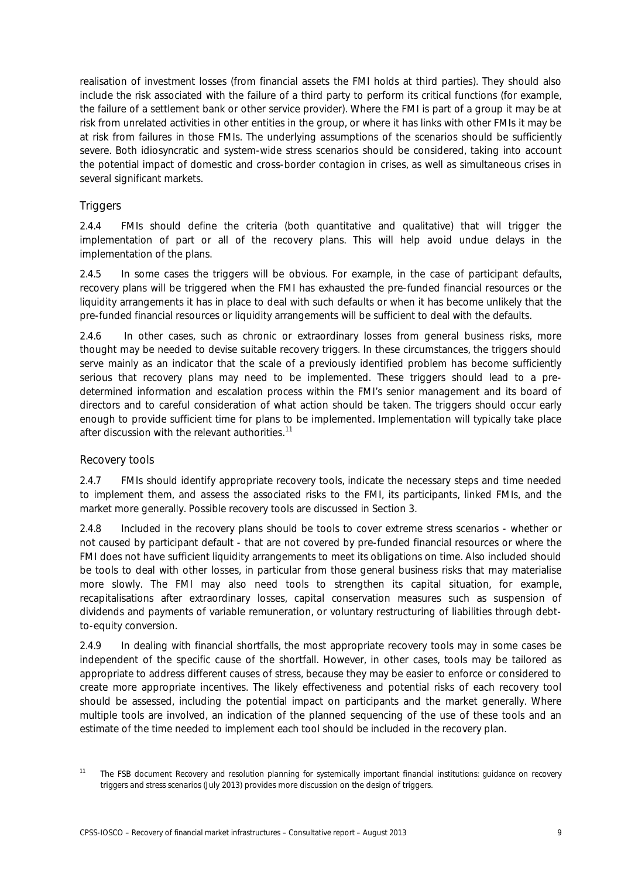realisation of investment losses (from financial assets the FMI holds at third parties). They should also include the risk associated with the failure of a third party to perform its critical functions (for example, the failure of a settlement bank or other service provider). Where the FMI is part of a group it may be at risk from unrelated activities in other entities in the group, or where it has links with other FMIs it may be at risk from failures in those FMIs. The underlying assumptions of the scenarios should be sufficiently severe. Both idiosyncratic and system-wide stress scenarios should be considered, taking into account the potential impact of domestic and cross-border contagion in crises, as well as simultaneous crises in several significant markets.

### Triggers

2.4.4 FMIs should define the criteria (both quantitative and qualitative) that will trigger the implementation of part or all of the recovery plans. This will help avoid undue delays in the implementation of the plans.

2.4.5 In some cases the triggers will be obvious. For example, in the case of participant defaults, recovery plans will be triggered when the FMI has exhausted the pre-funded financial resources or the liquidity arrangements it has in place to deal with such defaults or when it has become unlikely that the pre-funded financial resources or liquidity arrangements will be sufficient to deal with the defaults.

2.4.6 In other cases, such as chronic or extraordinary losses from general business risks, more thought may be needed to devise suitable recovery triggers. In these circumstances, the triggers should serve mainly as an indicator that the scale of a previously identified problem has become sufficiently serious that recovery plans may need to be implemented. These triggers should lead to a pre-determined information and escalation process within the FMI's senior management and its board of directors and to careful consideration of what action should be taken. The triggers should occur early enough to provide sufficient time for plans to be implemented. Implementation will typically take place after discussion with the relevant authorities.[11]

### Recovery tools

2.4.7 FMIs should identify appropriate recovery tools, indicate the necessary steps and time needed to implement them, and assess the associated risks to the FMI, its participants, linked FMIs, and the market more generally. Possible recovery tools are discussed in Section 3.

2.4.8 Included in the recovery plans should be tools to cover extreme stress scenarios - whether or not caused by participant default - that are not covered by pre-funded financial resources or where the FMI does not have sufficient liquidity arrangements to meet its obligations on time. Also included should be tools to deal with other losses, in particular from those general business risks that may materialise more slowly. The FMI may also need tools to strengthen its capital situation, for example, recapitalisations after extraordinary losses, capital conservation measures such as suspension of dividends and payments of variable remuneration, or voluntary restructuring of liabilities through debt-to-equity conversion.

2.4.9 In dealing with financial shortfalls, the most appropriate recovery tools may in some cases be independent of the specific cause of the shortfall. However, in other cases, tools may be tailored as appropriate to address different causes of stress, because they may be easier to enforce or considered to create more appropriate incentives. The likely effectiveness and potential risks of each recovery tool should be assessed, including the potential impact on participants and the market generally. Where multiple tools are involved, an indication of the planned sequencing of the use of these tools and an estimate of the time needed to implement each tool should be included in the recovery plan.

[11] The FSB document Recovery and resolution planning for systemically important financial institutions: guidance on recovery triggers and stress scenarios (July 2013) provides more discussion on the design of triggers.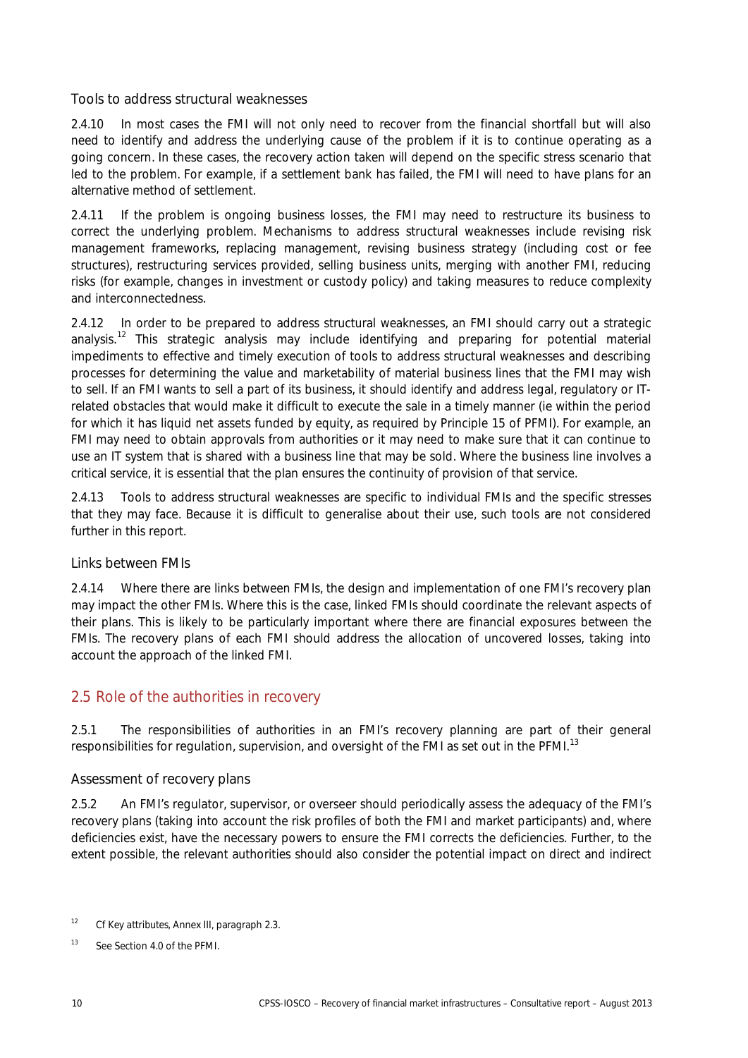### Tools to address structural weaknesses

2.4.10 In most cases the FMI will not only need to recover from the financial shortfall but will also need to identify and address the underlying cause of the problem if it is to continue operating as a going concern. In these cases, the recovery action taken will depend on the specific stress scenario that led to the problem. For example, if a settlement bank has failed, the FMI will need to have plans for an alternative method of settlement.

2.4.11 If the problem is ongoing business losses, the FMI may need to restructure its business to correct the underlying problem. Mechanisms to address structural weaknesses include revising risk management frameworks, replacing management, revising business strategy (including cost or fee structures), restructuring services provided, selling business units, merging with another FMI, reducing risks (for example, changes in investment or custody policy) and taking measures to reduce complexity and interconnectedness.

2.4.12 In order to be prepared to address structural weaknesses, an FMI should carry out a strategic analysis.[12] This strategic analysis may include identifying and preparing for potential material impediments to effective and timely execution of tools to address structural weaknesses and describing processes for determining the value and marketability of material business lines that the FMI may wish to sell. If an FMI wants to sell a part of its business, it should identify and address legal, regulatory or IT-related obstacles that would make it difficult to execute the sale in a timely manner (ie within the period for which it has liquid net assets funded by equity, as required by Principle 15 of PFMI). For example, an FMI may need to obtain approvals from authorities or it may need to make sure that it can continue to use an IT system that is shared with a business line that may be sold. Where the business line involves a critical service, it is essential that the plan ensures the continuity of provision of that service.

2.4.13 Tools to address structural weaknesses are specific to individual FMIs and the specific stresses that they may face. Because it is difficult to generalise about their use, such tools are not considered further in this report.

### Links between FMIs

2.4.14 Where there are links between FMIs, the design and implementation of one FMI's recovery plan may impact the other FMIs. Where this is the case, linked FMIs should coordinate the relevant aspects of their plans. This is likely to be particularly important where there are financial exposures between the FMIs. The recovery plans of each FMI should address the allocation of uncovered losses, taking into account the approach of the linked FMI.

## 2.5 Role of the authorities in recovery

2.5.1 The responsibilities of authorities in an FMI's recovery planning are part of their general responsibilities for regulation, supervision, and oversight of the FMI as set out in the PFMI.[13]

### Assessment of recovery plans

2.5.2 An FMI's regulator, supervisor, or overseer should periodically assess the adequacy of the FMI's recovery plans (taking into account the risk profiles of both the FMI and market participants) and, where deficiencies exist, have the necessary powers to ensure the FMI corrects the deficiencies. Further, to the extent possible, the relevant authorities should also consider the potential impact on direct and indirect

---

[12] Cf Key attributes, Annex III, paragraph 2.3.

[13] See Section 4.0 of the PFMI.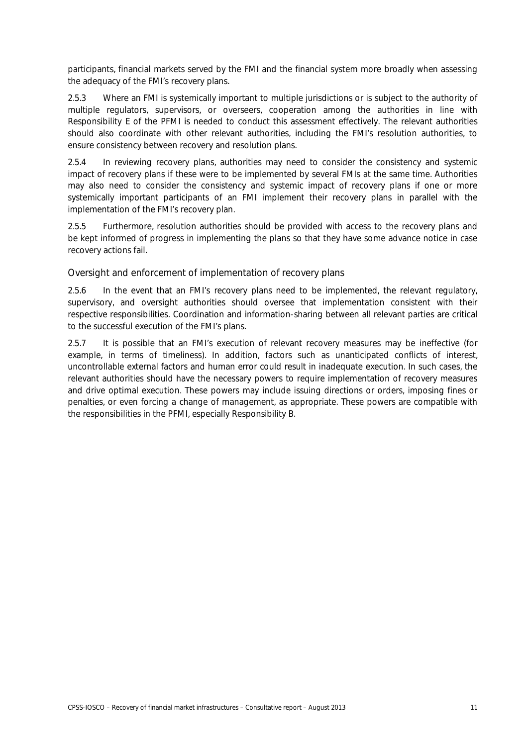participants, financial markets served by the FMI and the financial system more broadly when assessing the adequacy of the FMI's recovery plans.

2.5.3 Where an FMI is systemically important to multiple jurisdictions or is subject to the authority of multiple regulators, supervisors, or overseers, cooperation among the authorities in line with Responsibility E of the PFMI is needed to conduct this assessment effectively. The relevant authorities should also coordinate with other relevant authorities, including the FMI's resolution authorities, to ensure consistency between recovery and resolution plans.

2.5.4 In reviewing recovery plans, authorities may need to consider the consistency and systemic impact of recovery plans if these were to be implemented by several FMIs at the same time. Authorities may also need to consider the consistency and systemic impact of recovery plans if one or more systemically important participants of an FMI implement their recovery plans in parallel with the implementation of the FMI's recovery plan.

2.5.5 Furthermore, resolution authorities should be provided with access to the recovery plans and be kept informed of progress in implementing the plans so that they have some advance notice in case recovery actions fail.

### Oversight and enforcement of implementation of recovery plans

2.5.6 In the event that an FMI's recovery plans need to be implemented, the relevant regulatory, supervisory, and oversight authorities should oversee that implementation consistent with their respective responsibilities. Coordination and information-sharing between all relevant parties are critical to the successful execution of the FMI's plans.

2.5.7 It is possible that an FMI's execution of relevant recovery measures may be ineffective (for example, in terms of timeliness). In addition, factors such as unanticipated conflicts of interest, uncontrollable external factors and human error could result in inadequate execution. In such cases, the relevant authorities should have the necessary powers to require implementation of recovery measures and drive optimal execution. These powers may include issuing directions or orders, imposing fines or penalties, or even forcing a change of management, as appropriate. These powers are compatible with the responsibilities in the PFMI, especially Responsibility B.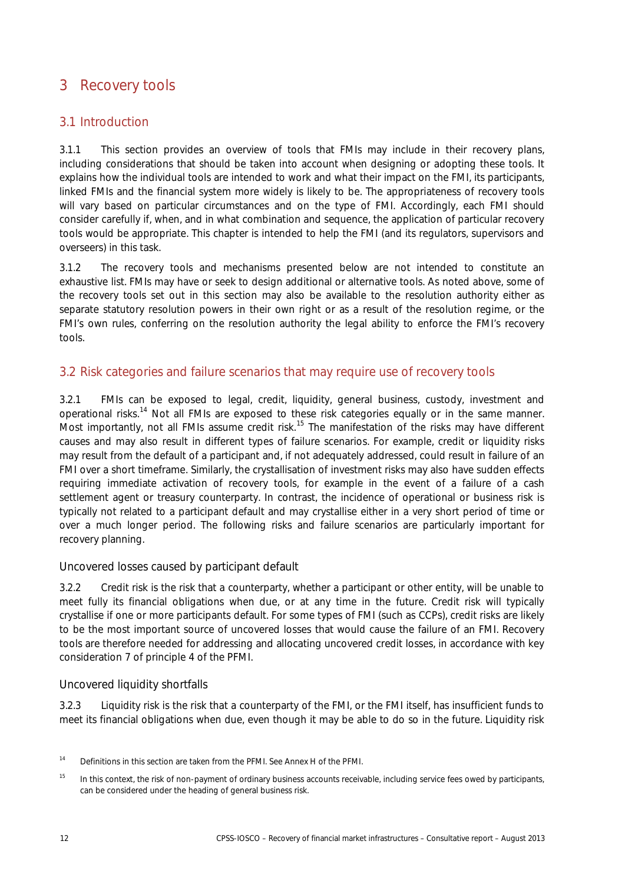# 3 Recovery tools

## 3.1 Introduction

3.1.1 This section provides an overview of tools that FMIs may include in their recovery plans, including considerations that should be taken into account when designing or adopting these tools. It explains how the individual tools are intended to work and what their impact on the FMI, its participants, linked FMIs and the financial system more widely is likely to be. The appropriateness of recovery tools will vary based on particular circumstances and on the type of FMI. Accordingly, each FMI should consider carefully if, when, and in what combination and sequence, the application of particular recovery tools would be appropriate. This chapter is intended to help the FMI (and its regulators, supervisors and overseers) in this task.

3.1.2 The recovery tools and mechanisms presented below are not intended to constitute an exhaustive list. FMIs may have or seek to design additional or alternative tools. As noted above, some of the recovery tools set out in this section may also be available to the resolution authority either as separate statutory resolution powers in their own right or as a result of the resolution regime, or the FMI's own rules, conferring on the resolution authority the legal ability to enforce the FMI's recovery tools.

## 3.2 Risk categories and failure scenarios that may require use of recovery tools

3.2.1 FMIs can be exposed to legal, credit, liquidity, general business, custody, investment and operational risks.[14] Not all FMIs are exposed to these risk categories equally or in the same manner. Most importantly, not all FMIs assume credit risk.[15] The manifestation of the risks may have different causes and may also result in different types of failure scenarios. For example, credit or liquidity risks may result from the default of a participant and, if not adequately addressed, could result in failure of an FMI over a short timeframe. Similarly, the crystallisation of investment risks may also have sudden effects requiring immediate activation of recovery tools, for example in the event of a failure of a cash settlement agent or treasury counterparty. In contrast, the incidence of operational or business risk is typically not related to a participant default and may crystallise either in a very short period of time or over a much longer period. The following risks and failure scenarios are particularly important for recovery planning.

### Uncovered losses caused by participant default

3.2.2 Credit risk is the risk that a counterparty, whether a participant or other entity, will be unable to meet fully its financial obligations when due, or at any time in the future. Credit risk will typically crystallise if one or more participants default. For some types of FMI (such as CCPs), credit risks are likely to be the most important source of uncovered losses that would cause the failure of an FMI. Recovery tools are therefore needed for addressing and allocating uncovered credit losses, in accordance with key consideration 7 of principle 4 of the PFMI.

### Uncovered liquidity shortfalls

3.2.3 Liquidity risk is the risk that a counterparty of the FMI, or the FMI itself, has insufficient funds to meet its financial obligations when due, even though it may be able to do so in the future. Liquidity risk

[14] Definitions in this section are taken from the PFMI. See Annex H of the PFMI.

[15] In this context, the risk of non-payment of ordinary business accounts receivable, including service fees owed by participants, can be considered under the heading of general business risk.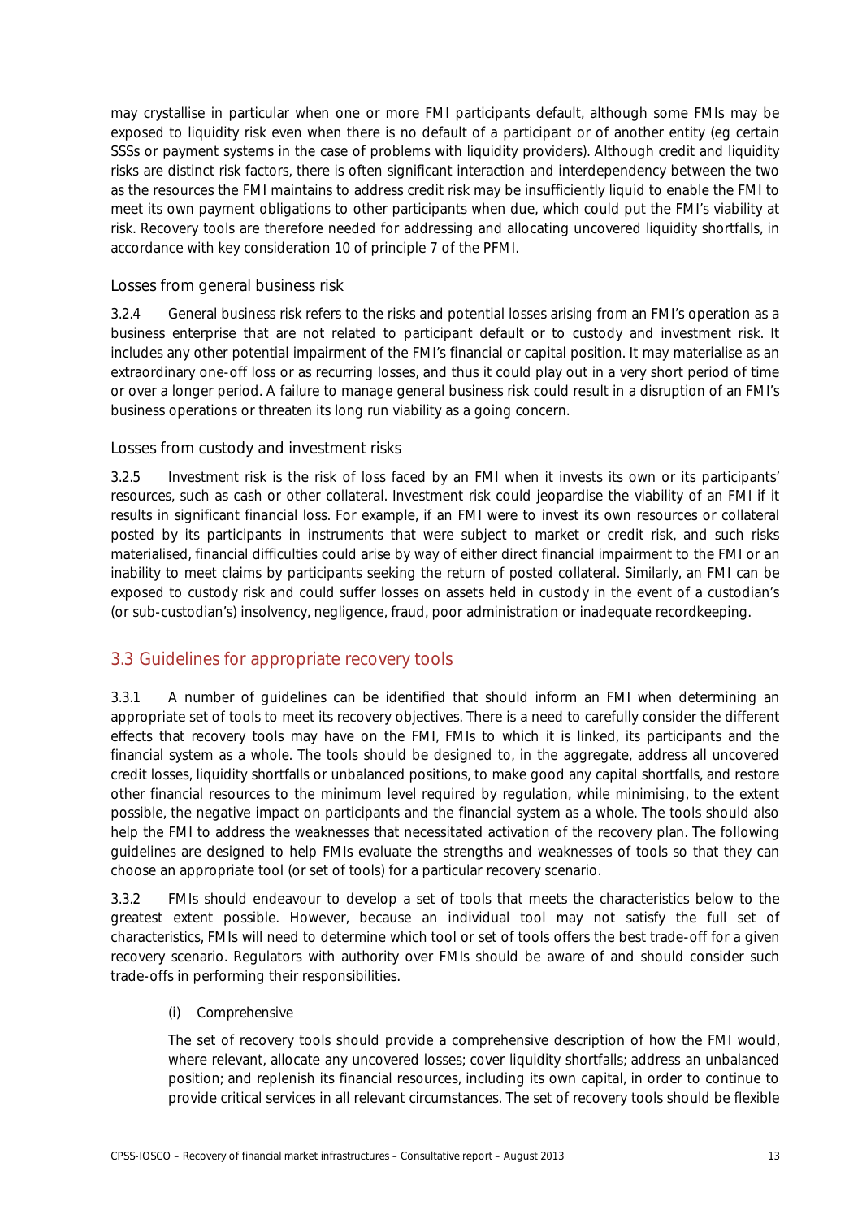may crystallise in particular when one or more FMI participants default, although some FMIs may be exposed to liquidity risk even when there is no default of a participant or of another entity (eg certain SSSs or payment systems in the case of problems with liquidity providers). Although credit and liquidity risks are distinct risk factors, there is often significant interaction and interdependency between the two as the resources the FMI maintains to address credit risk may be insufficiently liquid to enable the FMI to meet its own payment obligations to other participants when due, which could put the FMI's viability at risk. Recovery tools are therefore needed for addressing and allocating uncovered liquidity shortfalls, in accordance with key consideration 10 of principle 7 of the PFMI.

### Losses from general business risk

3.2.4 General business risk refers to the risks and potential losses arising from an FMI's operation as a business enterprise that are not related to participant default or to custody and investment risk. It includes any other potential impairment of the FMI's financial or capital position. It may materialise as an extraordinary one-off loss or as recurring losses, and thus it could play out in a very short period of time or over a longer period. A failure to manage general business risk could result in a disruption of an FMI's business operations or threaten its long run viability as a going concern.

### Losses from custody and investment risks

3.2.5 Investment risk is the risk of loss faced by an FMI when it invests its own or its participants' resources, such as cash or other collateral. Investment risk could jeopardise the viability of an FMI if it results in significant financial loss. For example, if an FMI were to invest its own resources or collateral posted by its participants in instruments that were subject to market or credit risk, and such risks materialised, financial difficulties could arise by way of either direct financial impairment to the FMI or an inability to meet claims by participants seeking the return of posted collateral. Similarly, an FMI can be exposed to custody risk and could suffer losses on assets held in custody in the event of a custodian's (or sub-custodian's) insolvency, negligence, fraud, poor administration or inadequate recordkeeping.

## 3.3 Guidelines for appropriate recovery tools

3.3.1 A number of guidelines can be identified that should inform an FMI when determining an appropriate set of tools to meet its recovery objectives. There is a need to carefully consider the different effects that recovery tools may have on the FMI, FMIs to which it is linked, its participants and the financial system as a whole. The tools should be designed to, in the aggregate, address all uncovered credit losses, liquidity shortfalls or unbalanced positions, to make good any capital shortfalls, and restore other financial resources to the minimum level required by regulation, while minimising, to the extent possible, the negative impact on participants and the financial system as a whole. The tools should also help the FMI to address the weaknesses that necessitated activation of the recovery plan. The following guidelines are designed to help FMIs evaluate the strengths and weaknesses of tools so that they can choose an appropriate tool (or set of tools) for a particular recovery scenario.

3.3.2 FMIs should endeavour to develop a set of tools that meets the characteristics below to the greatest extent possible. However, because an individual tool may not satisfy the full set of characteristics, FMIs will need to determine which tool or set of tools offers the best trade-off for a given recovery scenario. Regulators with authority over FMIs should be aware of and should consider such trade-offs in performing their responsibilities.

(i) Comprehensive

The set of recovery tools should provide a comprehensive description of how the FMI would, where relevant, allocate any uncovered losses; cover liquidity shortfalls; address an unbalanced position; and replenish its financial resources, including its own capital, in order to continue to provide critical services in all relevant circumstances. The set of recovery tools should be flexible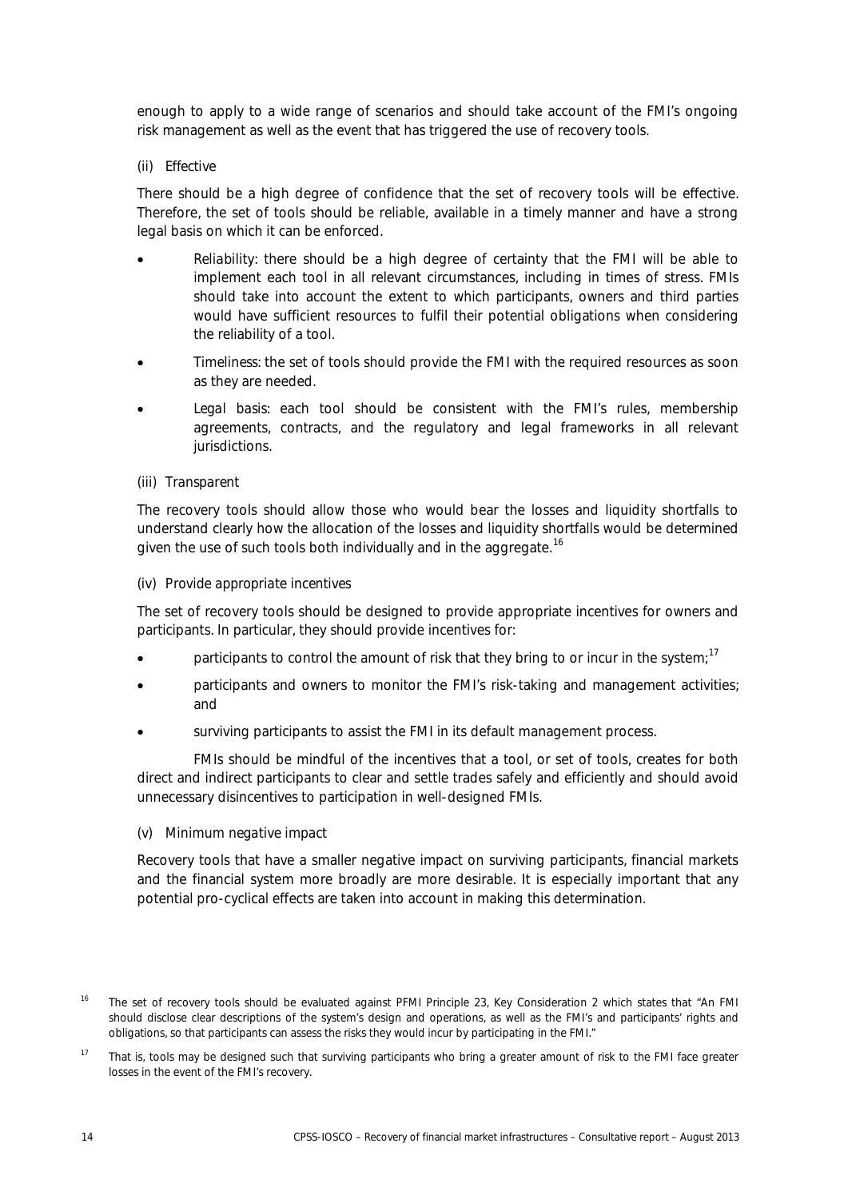enough to apply to a wide range of scenarios and should take account of the FMI's ongoing risk management as well as the event that has triggered the use of recovery tools.

*(ii) Effective*

There should be a high degree of confidence that the set of recovery tools will be effective. Therefore, the set of tools should be reliable, available in a timely manner and have a strong legal basis on which it can be enforced.

- *Reliability*: there should be a high degree of certainty that the FMI will be able to implement each tool in all relevant circumstances, including in times of stress. FMIs should take into account the extent to which participants, owners and third parties would have sufficient resources to fulfil their potential obligations when considering the reliability of a tool.
- *Timeliness*: the set of tools should provide the FMI with the required resources as soon as they are needed.
- *Legal basis*: each tool should be consistent with the FMI's rules, membership agreements, contracts, and the regulatory and legal frameworks in all relevant jurisdictions.

*(iii) Transparent*

The recovery tools should allow those who would bear the losses and liquidity shortfalls to understand clearly how the allocation of the losses and liquidity shortfalls would be determined given the use of such tools both individually and in the aggregate.[16]

*(iv) Provide appropriate incentives*

The set of recovery tools should be designed to provide appropriate incentives for owners and participants. In particular, they should provide incentives for:

- participants to control the amount of risk that they bring to or incur in the system;[17]
- participants and owners to monitor the FMI's risk-taking and management activities; and
- surviving participants to assist the FMI in its default management process.

FMIs should be mindful of the incentives that a tool, or set of tools, creates for both direct and indirect participants to clear and settle trades safely and efficiently and should avoid unnecessary disincentives to participation in well-designed FMIs.

*(v) Minimum negative impact*

Recovery tools that have a smaller negative impact on surviving participants, financial markets and the financial system more broadly are more desirable. It is especially important that any potential pro-cyclical effects are taken into account in making this determination.

---

[16] The set of recovery tools should be evaluated against PFMI Principle 23, Key Consideration 2 which states that "An FMI should disclose clear descriptions of the system's design and operations, as well as the FMI's and participants' rights and obligations, so that participants can assess the risks they would incur by participating in the FMI."

[17] That is, tools may be designed such that surviving participants who bring a greater amount of risk to the FMI face greater losses in the event of the FMI's recovery.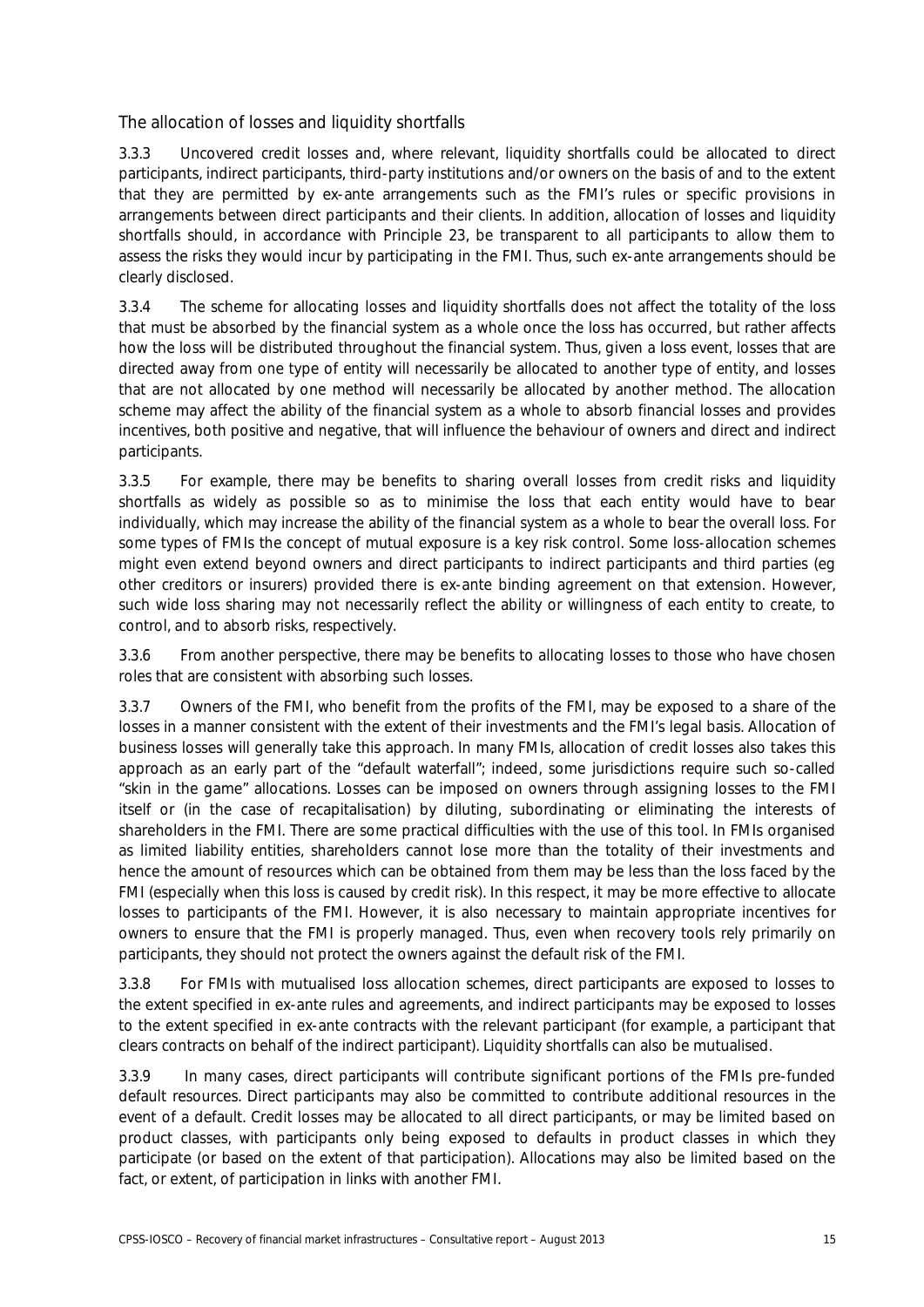### The allocation of losses and liquidity shortfalls

3.3.3 Uncovered credit losses and, where relevant, liquidity shortfalls could be allocated to direct participants, indirect participants, third-party institutions and/or owners on the basis of and to the extent that they are permitted by ex-ante arrangements such as the FMI's rules or specific provisions in arrangements between direct participants and their clients. In addition, allocation of losses and liquidity shortfalls should, in accordance with Principle 23, be transparent to all participants to allow them to assess the risks they would incur by participating in the FMI. Thus, such ex-ante arrangements should be clearly disclosed.

3.3.4 The scheme for allocating losses and liquidity shortfalls does not affect the totality of the loss that must be absorbed by the financial system as a whole once the loss has occurred, but rather affects how the loss will be distributed throughout the financial system. Thus, given a loss event, losses that are directed away from one type of entity will necessarily be allocated to another type of entity, and losses that are not allocated by one method will necessarily be allocated by another method. The allocation scheme may affect the ability of the financial system as a whole to absorb financial losses and provides incentives, both positive and negative, that will influence the behaviour of owners and direct and indirect participants.

3.3.5 For example, there may be benefits to sharing overall losses from credit risks and liquidity shortfalls as widely as possible so as to minimise the loss that each entity would have to bear individually, which may increase the ability of the financial system as a whole to bear the overall loss. For some types of FMIs the concept of mutual exposure is a key risk control. Some loss-allocation schemes might even extend beyond owners and direct participants to indirect participants and third parties (eg other creditors or insurers) provided there is ex-ante binding agreement on that extension. However, such wide loss sharing may not necessarily reflect the ability or willingness of each entity to create, to control, and to absorb risks, respectively.

3.3.6 From another perspective, there may be benefits to allocating losses to those who have chosen roles that are consistent with absorbing such losses.

3.3.7 Owners of the FMI, who benefit from the profits of the FMI, may be exposed to a share of the losses in a manner consistent with the extent of their investments and the FMI's legal basis. Allocation of business losses will generally take this approach. In many FMIs, allocation of credit losses also takes this approach as an early part of the "default waterfall"; indeed, some jurisdictions require such so-called "skin in the game" allocations. Losses can be imposed on owners through assigning losses to the FMI itself or (in the case of recapitalisation) by diluting, subordinating or eliminating the interests of shareholders in the FMI. There are some practical difficulties with the use of this tool. In FMIs organised as limited liability entities, shareholders cannot lose more than the totality of their investments and hence the amount of resources which can be obtained from them may be less than the loss faced by the FMI (especially when this loss is caused by credit risk). In this respect, it may be more effective to allocate losses to participants of the FMI. However, it is also necessary to maintain appropriate incentives for owners to ensure that the FMI is properly managed. Thus, even when recovery tools rely primarily on participants, they should not protect the owners against the default risk of the FMI.

3.3.8 For FMIs with mutualised loss allocation schemes, direct participants are exposed to losses to the extent specified in ex-ante rules and agreements, and indirect participants may be exposed to losses to the extent specified in ex-ante contracts with the relevant participant (for example, a participant that clears contracts on behalf of the indirect participant). Liquidity shortfalls can also be mutualised.

3.3.9 In many cases, direct participants will contribute significant portions of the FMIs pre-funded default resources. Direct participants may also be committed to contribute additional resources in the event of a default. Credit losses may be allocated to all direct participants, or may be limited based on product classes, with participants only being exposed to defaults in product classes in which they participate (or based on the extent of that participation). Allocations may also be limited based on the fact, or extent, of participation in links with another FMI.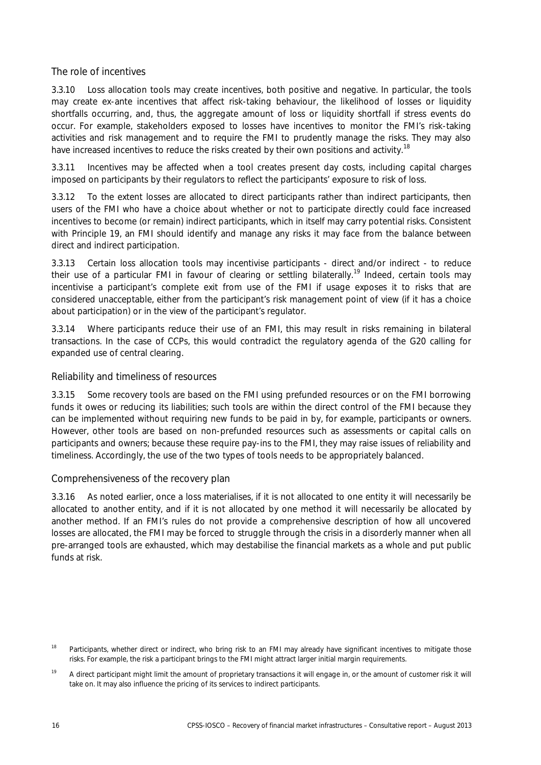### The role of incentives

3.3.10 Loss allocation tools may create incentives, both positive and negative. In particular, the tools may create ex-ante incentives that affect risk-taking behaviour, the likelihood of losses or liquidity shortfalls occurring, and, thus, the aggregate amount of loss or liquidity shortfall if stress events do occur. For example, stakeholders exposed to losses have incentives to monitor the FMI's risk-taking activities and risk management and to require the FMI to prudently manage the risks. They may also have increased incentives to reduce the risks created by their own positions and activity.[18]

3.3.11 Incentives may be affected when a tool creates present day costs, including capital charges imposed on participants by their regulators to reflect the participants' exposure to risk of loss.

3.3.12 To the extent losses are allocated to direct participants rather than indirect participants, then users of the FMI who have a choice about whether or not to participate directly could face increased incentives to become (or remain) indirect participants, which in itself may carry potential risks. Consistent with Principle 19, an FMI should identify and manage any risks it may face from the balance between direct and indirect participation.

3.3.13 Certain loss allocation tools may incentivise participants - direct and/or indirect - to reduce their use of a particular FMI in favour of clearing or settling bilaterally.[19] Indeed, certain tools may incentivise a participant's complete exit from use of the FMI if usage exposes it to risks that are considered unacceptable, either from the participant's risk management point of view (if it has a choice about participation) or in the view of the participant's regulator.

3.3.14 Where participants reduce their use of an FMI, this may result in risks remaining in bilateral transactions. In the case of CCPs, this would contradict the regulatory agenda of the G20 calling for expanded use of central clearing.

### Reliability and timeliness of resources

3.3.15 Some recovery tools are based on the FMI using prefunded resources or on the FMI borrowing funds it owes or reducing its liabilities; such tools are within the direct control of the FMI because they can be implemented without requiring new funds to be paid in by, for example, participants or owners. However, other tools are based on non-prefunded resources such as assessments or capital calls on participants and owners; because these require pay-ins to the FMI, they may raise issues of reliability and timeliness. Accordingly, the use of the two types of tools needs to be appropriately balanced.

### Comprehensiveness of the recovery plan

3.3.16 As noted earlier, once a loss materialises, if it is not allocated to one entity it will necessarily be allocated to another entity, and if it is not allocated by one method it will necessarily be allocated by another method. If an FMI's rules do not provide a comprehensive description of how all uncovered losses are allocated, the FMI may be forced to struggle through the crisis in a disorderly manner when all pre-arranged tools are exhausted, which may destabilise the financial markets as a whole and put public funds at risk.

---

[18] Participants, whether direct or indirect, who bring risk to an FMI may already have significant incentives to mitigate those risks. For example, the risk a participant brings to the FMI might attract larger initial margin requirements.

[19] A direct participant might limit the amount of proprietary transactions it will engage in, or the amount of customer risk it will take on. It may also influence the pricing of its services to indirect participants.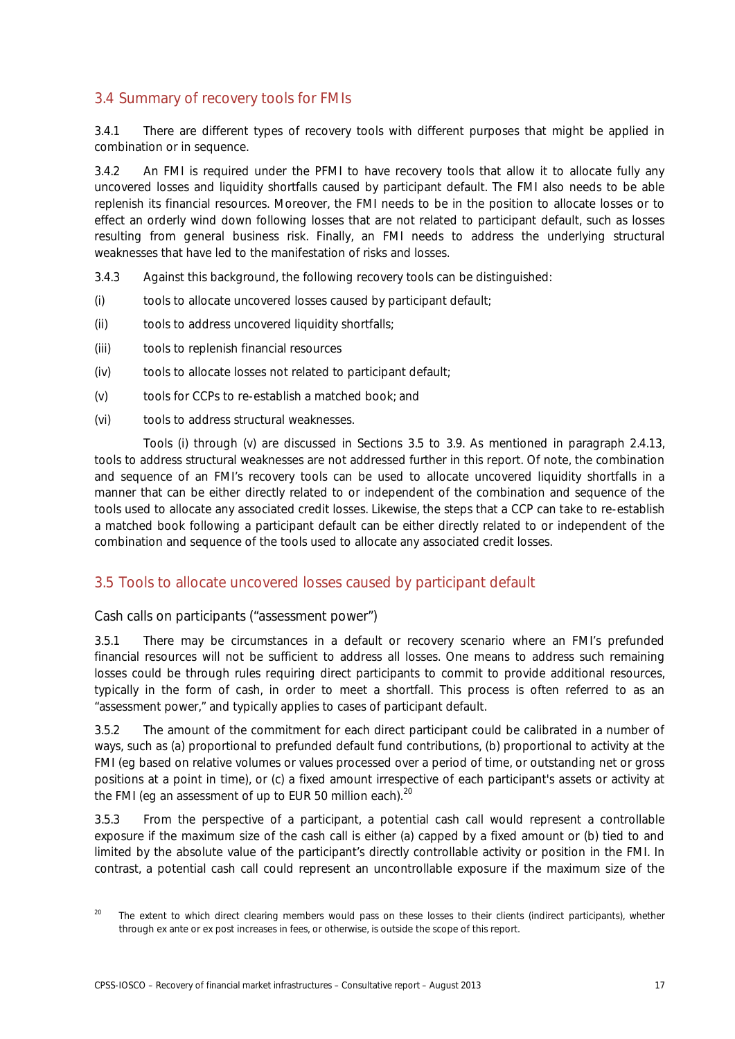## 3.4 Summary of recovery tools for FMIs

3.4.1 There are different types of recovery tools with different purposes that might be applied in combination or in sequence.

3.4.2 An FMI is required under the PFMI to have recovery tools that allow it to allocate fully any uncovered losses and liquidity shortfalls caused by participant default. The FMI also needs to be able replenish its financial resources. Moreover, the FMI needs to be in the position to allocate losses or to effect an orderly wind down following losses that are not related to participant default, such as losses resulting from general business risk. Finally, an FMI needs to address the underlying structural weaknesses that have led to the manifestation of risks and losses.

3.4.3 Against this background, the following recovery tools can be distinguished:

(i) tools to allocate uncovered losses caused by participant default;

(ii) tools to address uncovered liquidity shortfalls;

(iii) tools to replenish financial resources

(iv) tools to allocate losses not related to participant default;

(v) tools for CCPs to re-establish a matched book; and

(vi) tools to address structural weaknesses.

Tools (i) through (v) are discussed in Sections 3.5 to 3.9. As mentioned in paragraph 2.4.13, tools to address structural weaknesses are not addressed further in this report. Of note, the combination and sequence of an FMI's recovery tools can be used to allocate uncovered liquidity shortfalls in a manner that can be either directly related to or independent of the combination and sequence of the tools used to allocate any associated credit losses. Likewise, the steps that a CCP can take to re-establish a matched book following a participant default can be either directly related to or independent of the combination and sequence of the tools used to allocate any associated credit losses.

## 3.5 Tools to allocate uncovered losses caused by participant default

### Cash calls on participants ("assessment power")

3.5.1 There may be circumstances in a default or recovery scenario where an FMI's prefunded financial resources will not be sufficient to address all losses. One means to address such remaining losses could be through rules requiring direct participants to commit to provide additional resources, typically in the form of cash, in order to meet a shortfall. This process is often referred to as an "assessment power," and typically applies to cases of participant default.

3.5.2 The amount of the commitment for each direct participant could be calibrated in a number of ways, such as (a) proportional to prefunded default fund contributions, (b) proportional to activity at the FMI (eg based on relative volumes or values processed over a period of time, or outstanding net or gross positions at a point in time), or (c) a fixed amount irrespective of each participant's assets or activity at the FMI (eg an assessment of up to EUR 50 million each).[20]

3.5.3 From the perspective of a participant, a potential cash call would represent a controllable exposure if the maximum size of the cash call is either (a) capped by a fixed amount or (b) tied to and limited by the absolute value of the participant's directly controllable activity or position in the FMI. In contrast, a potential cash call could represent an uncontrollable exposure if the maximum size of the

[20] The extent to which direct clearing members would pass on these losses to their clients (indirect participants), whether through ex ante or ex post increases in fees, or otherwise, is outside the scope of this report.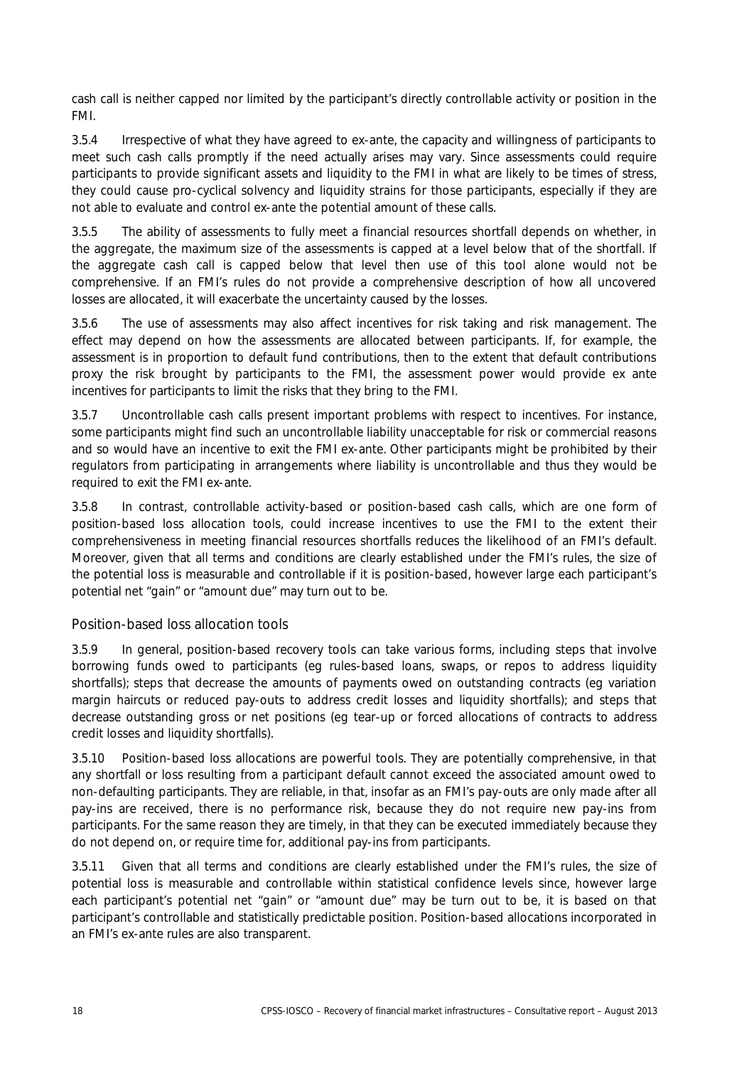cash call is neither capped nor limited by the participant's directly controllable activity or position in the FMI.

3.5.4 Irrespective of what they have agreed to ex-ante, the capacity and willingness of participants to meet such cash calls promptly if the need actually arises may vary. Since assessments could require participants to provide significant assets and liquidity to the FMI in what are likely to be times of stress, they could cause pro-cyclical solvency and liquidity strains for those participants, especially if they are not able to evaluate and control ex-ante the potential amount of these calls.

3.5.5 The ability of assessments to fully meet a financial resources shortfall depends on whether, in the aggregate, the maximum size of the assessments is capped at a level below that of the shortfall. If the aggregate cash call is capped below that level then use of this tool alone would not be comprehensive. If an FMI's rules do not provide a comprehensive description of how all uncovered losses are allocated, it will exacerbate the uncertainty caused by the losses.

3.5.6 The use of assessments may also affect incentives for risk taking and risk management. The effect may depend on how the assessments are allocated between participants. If, for example, the assessment is in proportion to default fund contributions, then to the extent that default contributions proxy the risk brought by participants to the FMI, the assessment power would provide ex ante incentives for participants to limit the risks that they bring to the FMI.

3.5.7 Uncontrollable cash calls present important problems with respect to incentives. For instance, some participants might find such an uncontrollable liability unacceptable for risk or commercial reasons and so would have an incentive to exit the FMI ex-ante. Other participants might be prohibited by their regulators from participating in arrangements where liability is uncontrollable and thus they would be required to exit the FMI ex-ante.

3.5.8 In contrast, controllable activity-based or position-based cash calls, which are one form of position-based loss allocation tools, could increase incentives to use the FMI to the extent their comprehensiveness in meeting financial resources shortfalls reduces the likelihood of an FMI's default. Moreover, given that all terms and conditions are clearly established under the FMI's rules, the size of the potential loss is measurable and controllable if it is position-based, however large each participant's potential net "gain" or "amount due" may turn out to be.

### Position-based loss allocation tools

3.5.9 In general, position-based recovery tools can take various forms, including steps that involve borrowing funds owed to participants (eg rules-based loans, swaps, or repos to address liquidity shortfalls); steps that decrease the amounts of payments owed on outstanding contracts (eg variation margin haircuts or reduced pay-outs to address credit losses and liquidity shortfalls); and steps that decrease outstanding gross or net positions (eg tear-up or forced allocations of contracts to address credit losses and liquidity shortfalls).

3.5.10 Position-based loss allocations are powerful tools. They are potentially comprehensive, in that any shortfall or loss resulting from a participant default cannot exceed the associated amount owed to non-defaulting participants. They are reliable, in that, insofar as an FMI's pay-outs are only made after all pay-ins are received, there is no performance risk, because they do not require new pay-ins from participants. For the same reason they are timely, in that they can be executed immediately because they do not depend on, or require time for, additional pay-ins from participants.

3.5.11 Given that all terms and conditions are clearly established under the FMI's rules, the size of potential loss is measurable and controllable within statistical confidence levels since, however large each participant's potential net "gain" or "amount due" may be turn out to be, it is based on that participant's controllable and statistically predictable position. Position-based allocations incorporated in an FMI's ex-ante rules are also transparent.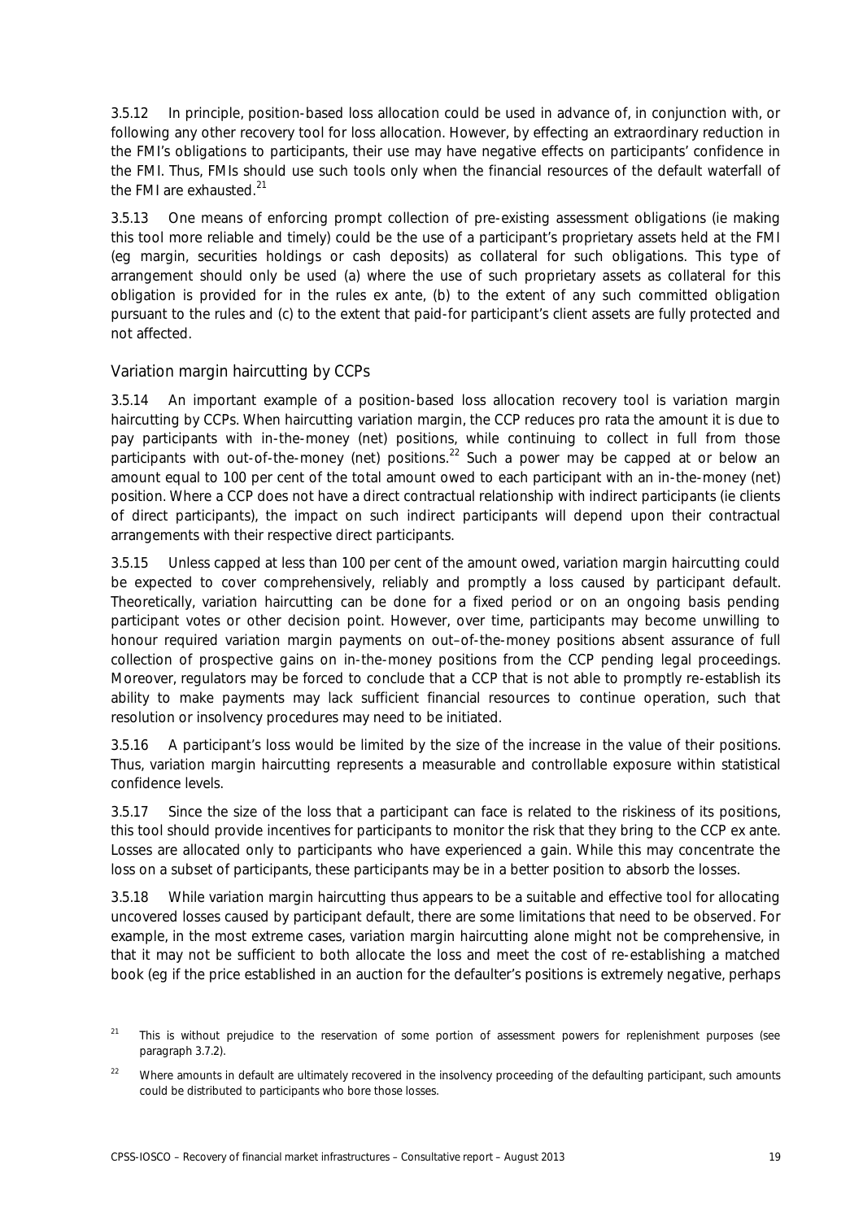3.5.12 In principle, position-based loss allocation could be used in advance of, in conjunction with, or following any other recovery tool for loss allocation. However, by effecting an extraordinary reduction in the FMI's obligations to participants, their use may have negative effects on participants' confidence in the FMI. Thus, FMIs should use such tools only when the financial resources of the default waterfall of the FMI are exhausted.[21]

3.5.13 One means of enforcing prompt collection of pre-existing assessment obligations (ie making this tool more reliable and timely) could be the use of a participant's proprietary assets held at the FMI (eg margin, securities holdings or cash deposits) as collateral for such obligations. This type of arrangement should only be used (a) where the use of such proprietary assets as collateral for this obligation is provided for in the rules ex ante, (b) to the extent of any such committed obligation pursuant to the rules and (c) to the extent that paid-for participant's client assets are fully protected and not affected.

### Variation margin haircutting by CCPs

3.5.14 An important example of a position-based loss allocation recovery tool is variation margin haircutting by CCPs. When haircutting variation margin, the CCP reduces pro rata the amount it is due to pay participants with in-the-money (net) positions, while continuing to collect in full from those participants with out-of-the-money (net) positions.[22] Such a power may be capped at or below an amount equal to 100 per cent of the total amount owed to each participant with an in-the-money (net) position. Where a CCP does not have a direct contractual relationship with indirect participants (ie clients of direct participants), the impact on such indirect participants will depend upon their contractual arrangements with their respective direct participants.

3.5.15 Unless capped at less than 100 per cent of the amount owed, variation margin haircutting could be expected to cover comprehensively, reliably and promptly a loss caused by participant default. Theoretically, variation haircutting can be done for a fixed period or on an ongoing basis pending participant votes or other decision point. However, over time, participants may become unwilling to honour required variation margin payments on out–of-the-money positions absent assurance of full collection of prospective gains on in-the-money positions from the CCP pending legal proceedings. Moreover, regulators may be forced to conclude that a CCP that is not able to promptly re-establish its ability to make payments may lack sufficient financial resources to continue operation, such that resolution or insolvency procedures may need to be initiated.

3.5.16 A participant's loss would be limited by the size of the increase in the value of their positions. Thus, variation margin haircutting represents a measurable and controllable exposure within statistical confidence levels.

3.5.17 Since the size of the loss that a participant can face is related to the riskiness of its positions, this tool should provide incentives for participants to monitor the risk that they bring to the CCP ex ante. Losses are allocated only to participants who have experienced a gain. While this may concentrate the loss on a subset of participants, these participants may be in a better position to absorb the losses.

3.5.18 While variation margin haircutting thus appears to be a suitable and effective tool for allocating uncovered losses caused by participant default, there are some limitations that need to be observed. For example, in the most extreme cases, variation margin haircutting alone might not be comprehensive, in that it may not be sufficient to both allocate the loss and meet the cost of re-establishing a matched book (eg if the price established in an auction for the defaulter's positions is extremely negative, perhaps

[21] This is without prejudice to the reservation of some portion of assessment powers for replenishment purposes (see paragraph 3.7.2).

[22] Where amounts in default are ultimately recovered in the insolvency proceeding of the defaulting participant, such amounts could be distributed to participants who bore those losses.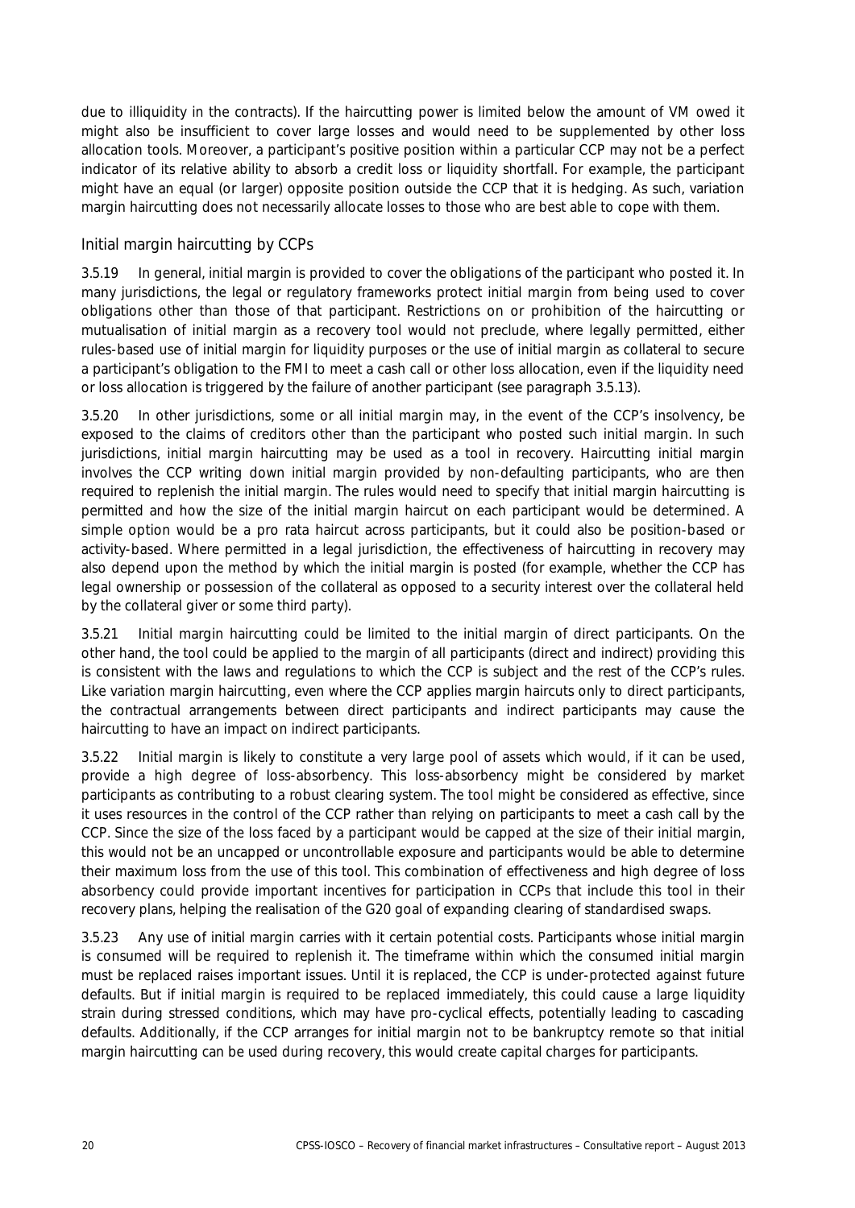due to illiquidity in the contracts). If the haircutting power is limited below the amount of VM owed it might also be insufficient to cover large losses and would need to be supplemented by other loss allocation tools. Moreover, a participant's positive position within a particular CCP may not be a perfect indicator of its relative ability to absorb a credit loss or liquidity shortfall. For example, the participant might have an equal (or larger) opposite position outside the CCP that it is hedging. As such, variation margin haircutting does not necessarily allocate losses to those who are best able to cope with them.

### Initial margin haircutting by CCPs

3.5.19 In general, initial margin is provided to cover the obligations of the participant who posted it. In many jurisdictions, the legal or regulatory frameworks protect initial margin from being used to cover obligations other than those of that participant. Restrictions on or prohibition of the haircutting or mutualisation of initial margin as a recovery tool would not preclude, where legally permitted, either rules-based use of initial margin for liquidity purposes or the use of initial margin as collateral to secure a participant's obligation to the FMI to meet a cash call or other loss allocation, even if the liquidity need or loss allocation is triggered by the failure of another participant (see paragraph 3.5.13).

3.5.20 In other jurisdictions, some or all initial margin may, in the event of the CCP's insolvency, be exposed to the claims of creditors other than the participant who posted such initial margin. In such jurisdictions, initial margin haircutting may be used as a tool in recovery. Haircutting initial margin involves the CCP writing down initial margin provided by non-defaulting participants, who are then required to replenish the initial margin. The rules would need to specify that initial margin haircutting is permitted and how the size of the initial margin haircut on each participant would be determined. A simple option would be a pro rata haircut across participants, but it could also be position-based or activity-based. Where permitted in a legal jurisdiction, the effectiveness of haircutting in recovery may also depend upon the method by which the initial margin is posted (for example, whether the CCP has legal ownership or possession of the collateral as opposed to a security interest over the collateral held by the collateral giver or some third party).

3.5.21 Initial margin haircutting could be limited to the initial margin of direct participants. On the other hand, the tool could be applied to the margin of all participants (direct and indirect) providing this is consistent with the laws and regulations to which the CCP is subject and the rest of the CCP's rules. Like variation margin haircutting, even where the CCP applies margin haircuts only to direct participants, the contractual arrangements between direct participants and indirect participants may cause the haircutting to have an impact on indirect participants.

3.5.22 Initial margin is likely to constitute a very large pool of assets which would, if it can be used, provide a high degree of loss-absorbency. This loss-absorbency might be considered by market participants as contributing to a robust clearing system. The tool might be considered as effective, since it uses resources in the control of the CCP rather than relying on participants to meet a cash call by the CCP. Since the size of the loss faced by a participant would be capped at the size of their initial margin, this would not be an uncapped or uncontrollable exposure and participants would be able to determine their maximum loss from the use of this tool. This combination of effectiveness and high degree of loss absorbency could provide important incentives for participation in CCPs that include this tool in their recovery plans, helping the realisation of the G20 goal of expanding clearing of standardised swaps.

3.5.23 Any use of initial margin carries with it certain potential costs. Participants whose initial margin is consumed will be required to replenish it. The timeframe within which the consumed initial margin must be replaced raises important issues. Until it is replaced, the CCP is under-protected against future defaults. But if initial margin is required to be replaced immediately, this could cause a large liquidity strain during stressed conditions, which may have pro-cyclical effects, potentially leading to cascading defaults. Additionally, if the CCP arranges for initial margin not to be bankruptcy remote so that initial margin haircutting can be used during recovery, this would create capital charges for participants.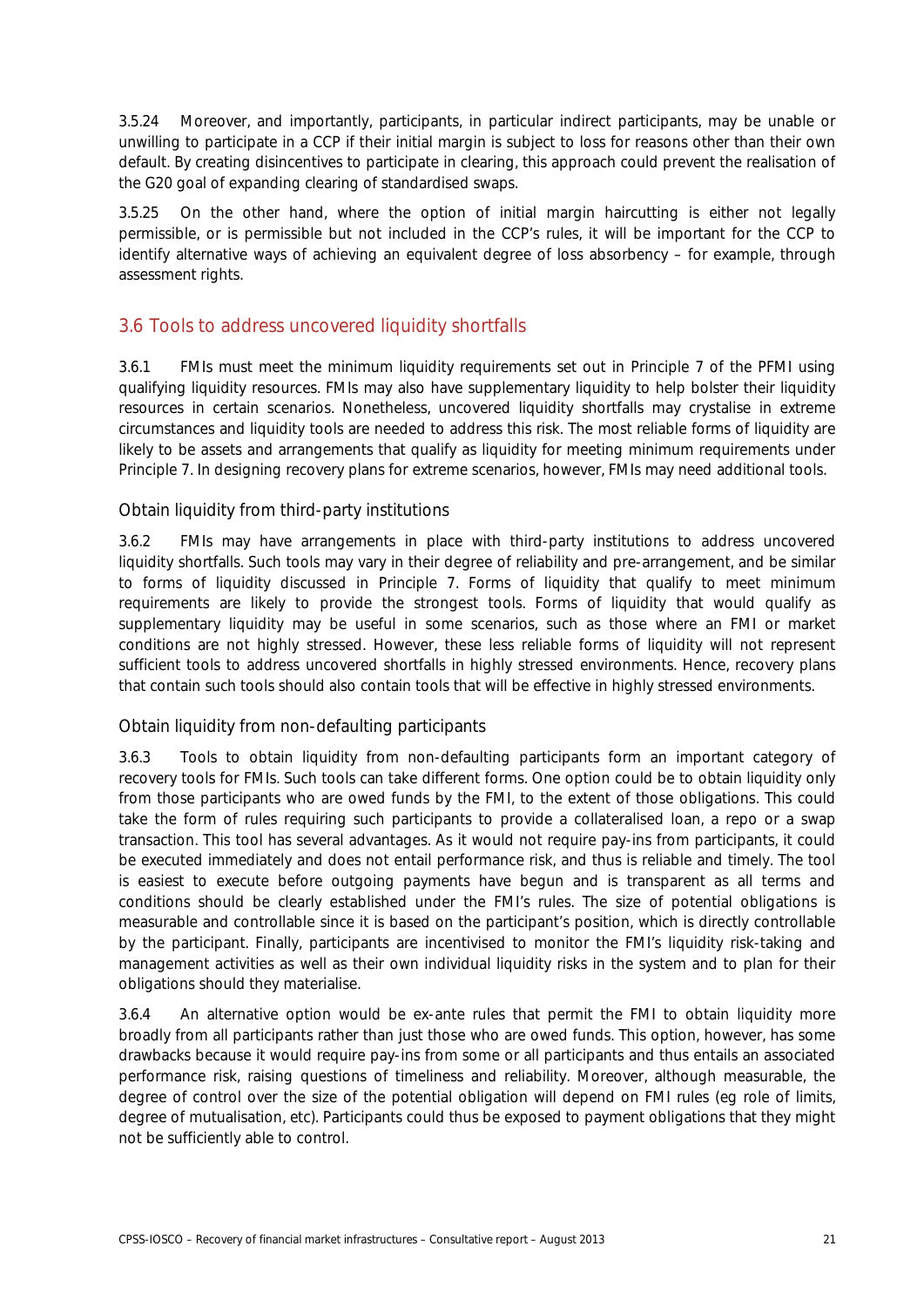3.5.24 Moreover, and importantly, participants, in particular indirect participants, may be unable or unwilling to participate in a CCP if their initial margin is subject to loss for reasons other than their own default. By creating disincentives to participate in clearing, this approach could prevent the realisation of the G20 goal of expanding clearing of standardised swaps.

3.5.25 On the other hand, where the option of initial margin haircutting is either not legally permissible, or is permissible but not included in the CCP's rules, it will be important for the CCP to identify alternative ways of achieving an equivalent degree of loss absorbency – for example, through assessment rights.

## 3.6 Tools to address uncovered liquidity shortfalls

3.6.1 FMIs must meet the minimum liquidity requirements set out in Principle 7 of the PFMI using qualifying liquidity resources. FMIs may also have supplementary liquidity to help bolster their liquidity resources in certain scenarios. Nonetheless, uncovered liquidity shortfalls may crystalise in extreme circumstances and liquidity tools are needed to address this risk. The most reliable forms of liquidity are likely to be assets and arrangements that qualify as liquidity for meeting minimum requirements under Principle 7. In designing recovery plans for extreme scenarios, however, FMIs may need additional tools.

### Obtain liquidity from third-party institutions

3.6.2 FMIs may have arrangements in place with third-party institutions to address uncovered liquidity shortfalls. Such tools may vary in their degree of reliability and pre-arrangement, and be similar to forms of liquidity discussed in Principle 7. Forms of liquidity that qualify to meet minimum requirements are likely to provide the strongest tools. Forms of liquidity that would qualify as supplementary liquidity may be useful in some scenarios, such as those where an FMI or market conditions are not highly stressed. However, these less reliable forms of liquidity will not represent sufficient tools to address uncovered shortfalls in highly stressed environments. Hence, recovery plans that contain such tools should also contain tools that will be effective in highly stressed environments.

### Obtain liquidity from non-defaulting participants

3.6.3 Tools to obtain liquidity from non-defaulting participants form an important category of recovery tools for FMIs. Such tools can take different forms. One option could be to obtain liquidity only from those participants who are owed funds by the FMI, to the extent of those obligations. This could take the form of rules requiring such participants to provide a collateralised loan, a repo or a swap transaction. This tool has several advantages. As it would not require pay-ins from participants, it could be executed immediately and does not entail performance risk, and thus is reliable and timely. The tool is easiest to execute before outgoing payments have begun and is transparent as all terms and conditions should be clearly established under the FMI's rules. The size of potential obligations is measurable and controllable since it is based on the participant's position, which is directly controllable by the participant. Finally, participants are incentivised to monitor the FMI's liquidity risk-taking and management activities as well as their own individual liquidity risks in the system and to plan for their obligations should they materialise.

3.6.4 An alternative option would be ex-ante rules that permit the FMI to obtain liquidity more broadly from all participants rather than just those who are owed funds. This option, however, has some drawbacks because it would require pay-ins from some or all participants and thus entails an associated performance risk, raising questions of timeliness and reliability. Moreover, although measurable, the degree of control over the size of the potential obligation will depend on FMI rules (eg role of limits, degree of mutualisation, etc). Participants could thus be exposed to payment obligations that they might not be sufficiently able to control.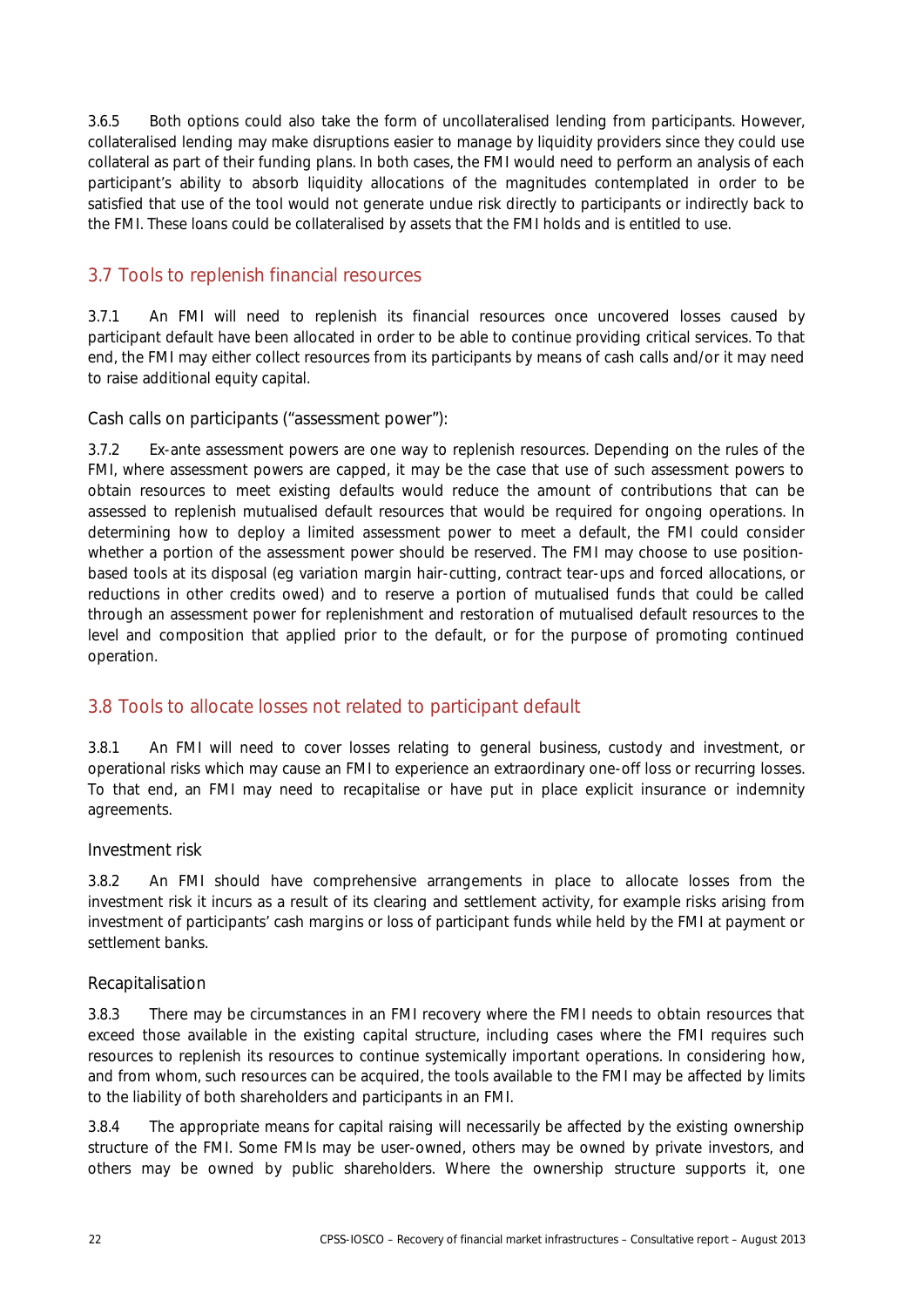3.6.5 Both options could also take the form of uncollateralised lending from participants. However, collateralised lending may make disruptions easier to manage by liquidity providers since they could use collateral as part of their funding plans. In both cases, the FMI would need to perform an analysis of each participant's ability to absorb liquidity allocations of the magnitudes contemplated in order to be satisfied that use of the tool would not generate undue risk directly to participants or indirectly back to the FMI. These loans could be collateralised by assets that the FMI holds and is entitled to use.

## 3.7 Tools to replenish financial resources

3.7.1 An FMI will need to replenish its financial resources once uncovered losses caused by participant default have been allocated in order to be able to continue providing critical services. To that end, the FMI may either collect resources from its participants by means of cash calls and/or it may need to raise additional equity capital.

### Cash calls on participants ("assessment power"):

3.7.2 Ex-ante assessment powers are one way to replenish resources. Depending on the rules of the FMI, where assessment powers are capped, it may be the case that use of such assessment powers to obtain resources to meet existing defaults would reduce the amount of contributions that can be assessed to replenish mutualised default resources that would be required for ongoing operations. In determining how to deploy a limited assessment power to meet a default, the FMI could consider whether a portion of the assessment power should be reserved. The FMI may choose to use position-based tools at its disposal (eg variation margin hair-cutting, contract tear-ups and forced allocations, or reductions in other credits owed) and to reserve a portion of mutualised funds that could be called through an assessment power for replenishment and restoration of mutualised default resources to the level and composition that applied prior to the default, or for the purpose of promoting continued operation.

## 3.8 Tools to allocate losses not related to participant default

3.8.1 An FMI will need to cover losses relating to general business, custody and investment, or operational risks which may cause an FMI to experience an extraordinary one-off loss or recurring losses. To that end, an FMI may need to recapitalise or have put in place explicit insurance or indemnity agreements.

### Investment risk

3.8.2 An FMI should have comprehensive arrangements in place to allocate losses from the investment risk it incurs as a result of its clearing and settlement activity, for example risks arising from investment of participants' cash margins or loss of participant funds while held by the FMI at payment or settlement banks.

### Recapitalisation

3.8.3 There may be circumstances in an FMI recovery where the FMI needs to obtain resources that exceed those available in the existing capital structure, including cases where the FMI requires such resources to replenish its resources to continue systemically important operations. In considering how, and from whom, such resources can be acquired, the tools available to the FMI may be affected by limits to the liability of both shareholders and participants in an FMI.

3.8.4 The appropriate means for capital raising will necessarily be affected by the existing ownership structure of the FMI. Some FMIs may be user-owned, others may be owned by private investors, and others may be owned by public shareholders. Where the ownership structure supports it, one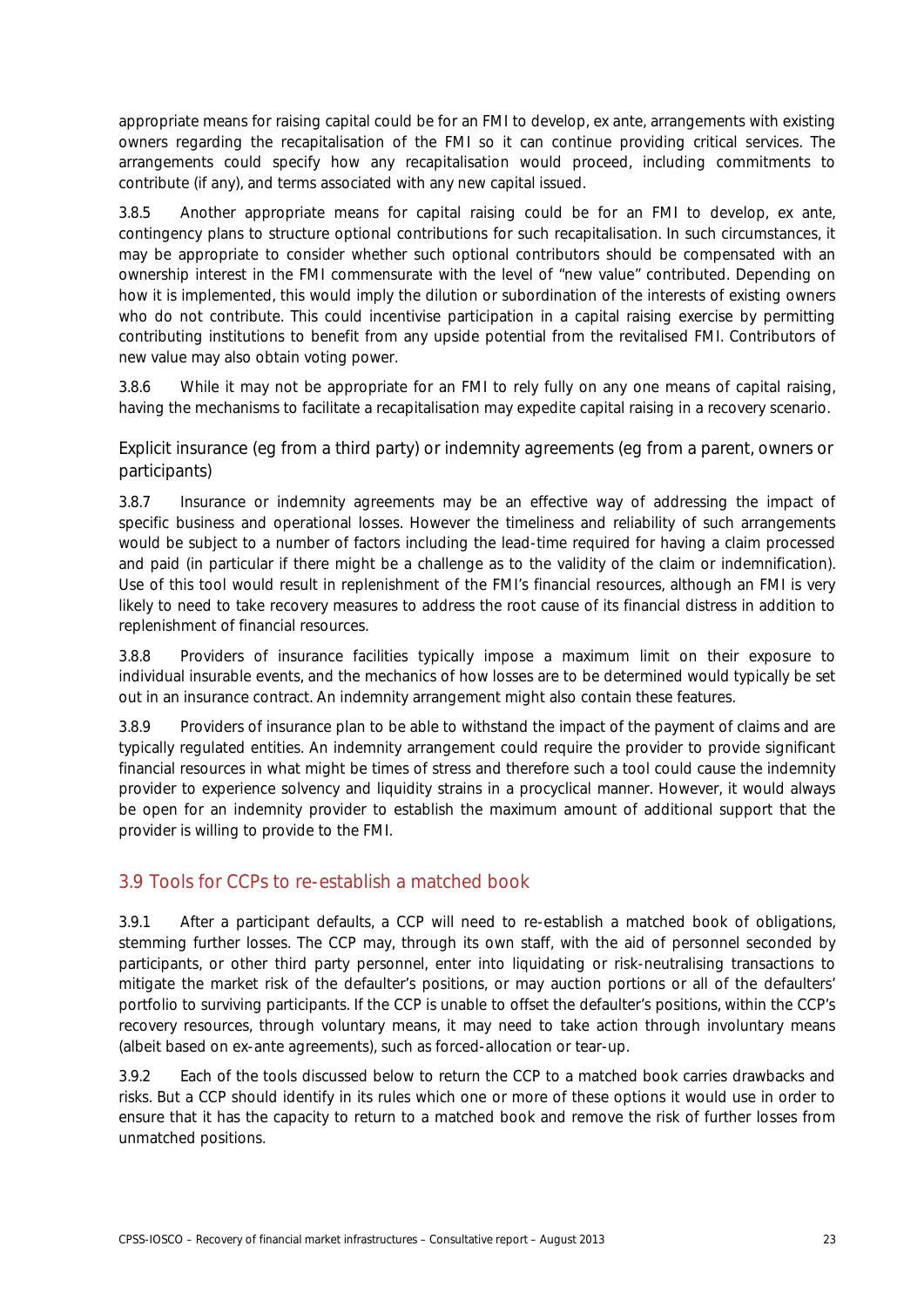appropriate means for raising capital could be for an FMI to develop, ex ante, arrangements with existing owners regarding the recapitalisation of the FMI so it can continue providing critical services. The arrangements could specify how any recapitalisation would proceed, including commitments to contribute (if any), and terms associated with any new capital issued.

3.8.5 Another appropriate means for capital raising could be for an FMI to develop, ex ante, contingency plans to structure optional contributions for such recapitalisation. In such circumstances, it may be appropriate to consider whether such optional contributors should be compensated with an ownership interest in the FMI commensurate with the level of "new value" contributed. Depending on how it is implemented, this would imply the dilution or subordination of the interests of existing owners who do not contribute. This could incentivise participation in a capital raising exercise by permitting contributing institutions to benefit from any upside potential from the revitalised FMI. Contributors of new value may also obtain voting power.

3.8.6 While it may not be appropriate for an FMI to rely fully on any one means of capital raising, having the mechanisms to facilitate a recapitalisation may expedite capital raising in a recovery scenario.

### Explicit insurance (eg from a third party) or indemnity agreements (eg from a parent, owners or participants)

3.8.7 Insurance or indemnity agreements may be an effective way of addressing the impact of specific business and operational losses. However the timeliness and reliability of such arrangements would be subject to a number of factors including the lead-time required for having a claim processed and paid (in particular if there might be a challenge as to the validity of the claim or indemnification). Use of this tool would result in replenishment of the FMI's financial resources, although an FMI is very likely to need to take recovery measures to address the root cause of its financial distress in addition to replenishment of financial resources.

3.8.8 Providers of insurance facilities typically impose a maximum limit on their exposure to individual insurable events, and the mechanics of how losses are to be determined would typically be set out in an insurance contract. An indemnity arrangement might also contain these features.

3.8.9 Providers of insurance plan to be able to withstand the impact of the payment of claims and are typically regulated entities. An indemnity arrangement could require the provider to provide significant financial resources in what might be times of stress and therefore such a tool could cause the indemnity provider to experience solvency and liquidity strains in a procyclical manner. However, it would always be open for an indemnity provider to establish the maximum amount of additional support that the provider is willing to provide to the FMI.

## 3.9 Tools for CCPs to re-establish a matched book

3.9.1 After a participant defaults, a CCP will need to re-establish a matched book of obligations, stemming further losses. The CCP may, through its own staff, with the aid of personnel seconded by participants, or other third party personnel, enter into liquidating or risk-neutralising transactions to mitigate the market risk of the defaulter's positions, or may auction portions or all of the defaulters' portfolio to surviving participants. If the CCP is unable to offset the defaulter's positions, within the CCP's recovery resources, through voluntary means, it may need to take action through involuntary means (albeit based on ex-ante agreements), such as forced-allocation or tear-up.

3.9.2 Each of the tools discussed below to return the CCP to a matched book carries drawbacks and risks. But a CCP should identify in its rules which one or more of these options it would use in order to ensure that it has the capacity to return to a matched book and remove the risk of further losses from unmatched positions.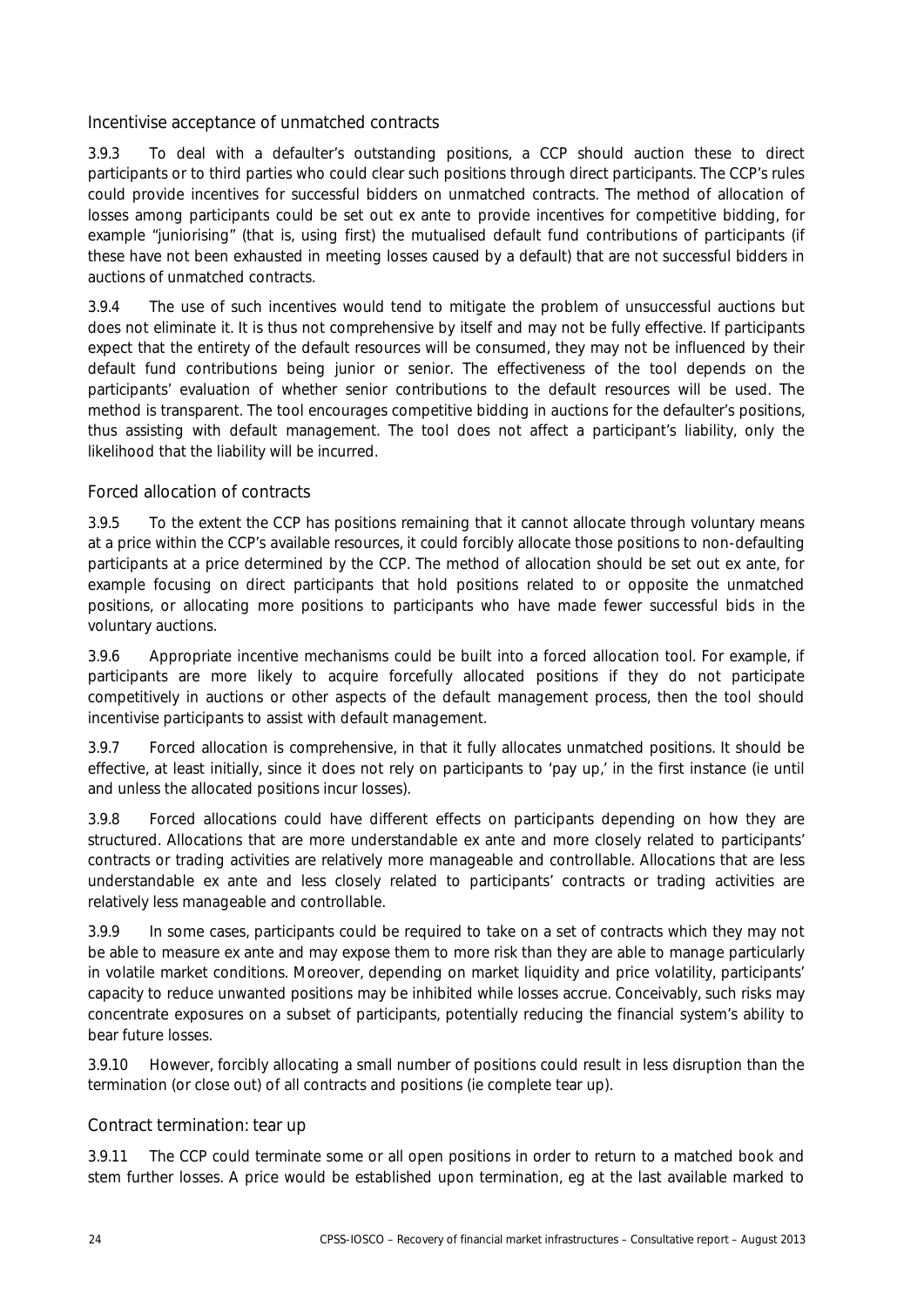### Incentivise acceptance of unmatched contracts

3.9.3 To deal with a defaulter's outstanding positions, a CCP should auction these to direct participants or to third parties who could clear such positions through direct participants. The CCP's rules could provide incentives for successful bidders on unmatched contracts. The method of allocation of losses among participants could be set out ex ante to provide incentives for competitive bidding, for example "juniorising" (that is, using first) the mutualised default fund contributions of participants (if these have not been exhausted in meeting losses caused by a default) that are not successful bidders in auctions of unmatched contracts.

3.9.4 The use of such incentives would tend to mitigate the problem of unsuccessful auctions but does not eliminate it. It is thus not comprehensive by itself and may not be fully effective. If participants expect that the entirety of the default resources will be consumed, they may not be influenced by their default fund contributions being junior or senior. The effectiveness of the tool depends on the participants' evaluation of whether senior contributions to the default resources will be used. The method is transparent. The tool encourages competitive bidding in auctions for the defaulter's positions, thus assisting with default management. The tool does not affect a participant's liability, only the likelihood that the liability will be incurred.

### Forced allocation of contracts

3.9.5 To the extent the CCP has positions remaining that it cannot allocate through voluntary means at a price within the CCP's available resources, it could forcibly allocate those positions to non-defaulting participants at a price determined by the CCP. The method of allocation should be set out ex ante, for example focusing on direct participants that hold positions related to or opposite the unmatched positions, or allocating more positions to participants who have made fewer successful bids in the voluntary auctions.

3.9.6 Appropriate incentive mechanisms could be built into a forced allocation tool. For example, if participants are more likely to acquire forcefully allocated positions if they do not participate competitively in auctions or other aspects of the default management process, then the tool should incentivise participants to assist with default management.

3.9.7 Forced allocation is comprehensive, in that it fully allocates unmatched positions. It should be effective, at least initially, since it does not rely on participants to 'pay up,' in the first instance (ie until and unless the allocated positions incur losses).

3.9.8 Forced allocations could have different effects on participants depending on how they are structured. Allocations that are more understandable ex ante and more closely related to participants' contracts or trading activities are relatively more manageable and controllable. Allocations that are less understandable ex ante and less closely related to participants' contracts or trading activities are relatively less manageable and controllable.

3.9.9 In some cases, participants could be required to take on a set of contracts which they may not be able to measure ex ante and may expose them to more risk than they are able to manage particularly in volatile market conditions. Moreover, depending on market liquidity and price volatility, participants' capacity to reduce unwanted positions may be inhibited while losses accrue. Conceivably, such risks may concentrate exposures on a subset of participants, potentially reducing the financial system's ability to bear future losses.

3.9.10 However, forcibly allocating a small number of positions could result in less disruption than the termination (or close out) of all contracts and positions (ie complete tear up).

### Contract termination: tear up

3.9.11 The CCP could terminate some or all open positions in order to return to a matched book and stem further losses. A price would be established upon termination, eg at the last available marked to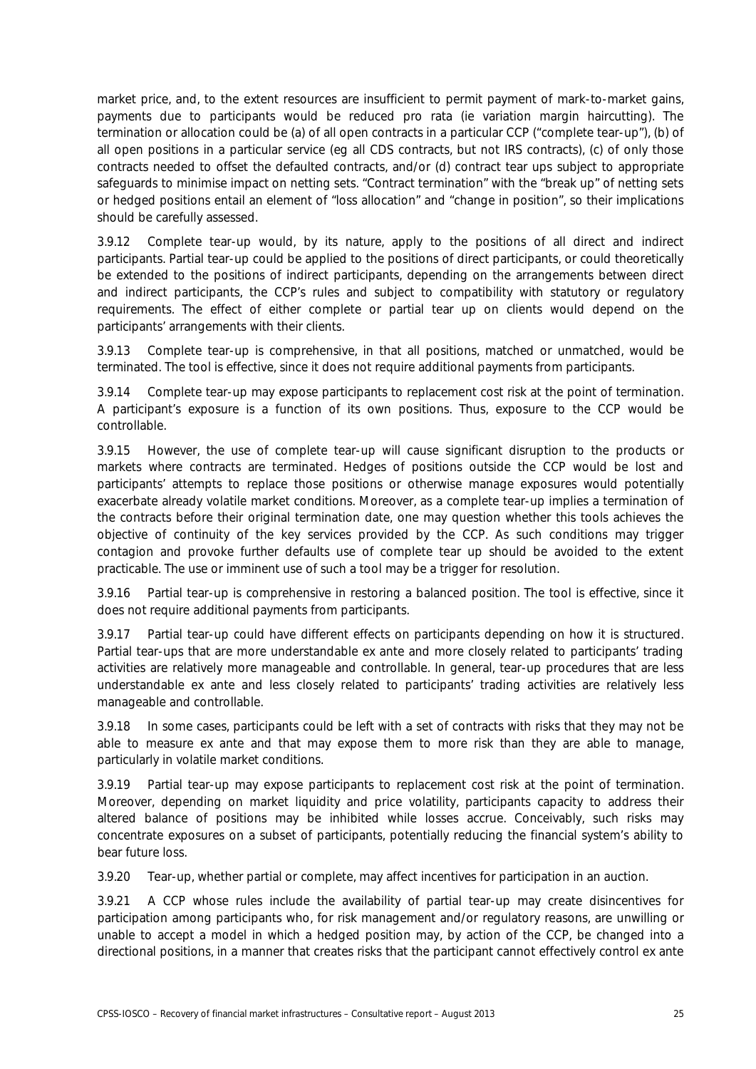market price, and, to the extent resources are insufficient to permit payment of mark-to-market gains, payments due to participants would be reduced pro rata (ie variation margin haircutting). The termination or allocation could be (a) of all open contracts in a particular CCP ("complete tear-up"), (b) of all open positions in a particular service (eg all CDS contracts, but not IRS contracts), (c) of only those contracts needed to offset the defaulted contracts, and/or (d) contract tear ups subject to appropriate safeguards to minimise impact on netting sets. "Contract termination" with the "break up" of netting sets or hedged positions entail an element of "loss allocation" and "change in position", so their implications should be carefully assessed.

3.9.12 Complete tear-up would, by its nature, apply to the positions of all direct and indirect participants. Partial tear-up could be applied to the positions of direct participants, or could theoretically be extended to the positions of indirect participants, depending on the arrangements between direct and indirect participants, the CCP's rules and subject to compatibility with statutory or regulatory requirements. The effect of either complete or partial tear up on clients would depend on the participants' arrangements with their clients.

3.9.13 Complete tear-up is comprehensive, in that all positions, matched or unmatched, would be terminated. The tool is effective, since it does not require additional payments from participants.

3.9.14 Complete tear-up may expose participants to replacement cost risk at the point of termination. A participant's exposure is a function of its own positions. Thus, exposure to the CCP would be controllable.

3.9.15 However, the use of complete tear-up will cause significant disruption to the products or markets where contracts are terminated. Hedges of positions outside the CCP would be lost and participants' attempts to replace those positions or otherwise manage exposures would potentially exacerbate already volatile market conditions. Moreover, as a complete tear-up implies a termination of the contracts before their original termination date, one may question whether this tools achieves the objective of continuity of the key services provided by the CCP. As such conditions may trigger contagion and provoke further defaults use of complete tear up should be avoided to the extent practicable. The use or imminent use of such a tool may be a trigger for resolution.

3.9.16 Partial tear-up is comprehensive in restoring a balanced position. The tool is effective, since it does not require additional payments from participants.

3.9.17 Partial tear-up could have different effects on participants depending on how it is structured. Partial tear-ups that are more understandable ex ante and more closely related to participants' trading activities are relatively more manageable and controllable. In general, tear-up procedures that are less understandable ex ante and less closely related to participants' trading activities are relatively less manageable and controllable.

3.9.18 In some cases, participants could be left with a set of contracts with risks that they may not be able to measure ex ante and that may expose them to more risk than they are able to manage, particularly in volatile market conditions.

3.9.19 Partial tear-up may expose participants to replacement cost risk at the point of termination. Moreover, depending on market liquidity and price volatility, participants capacity to address their altered balance of positions may be inhibited while losses accrue. Conceivably, such risks may concentrate exposures on a subset of participants, potentially reducing the financial system's ability to bear future loss.

3.9.20 Tear-up, whether partial or complete, may affect incentives for participation in an auction.

3.9.21 A CCP whose rules include the availability of partial tear-up may create disincentives for participation among participants who, for risk management and/or regulatory reasons, are unwilling or unable to accept a model in which a hedged position may, by action of the CCP, be changed into a directional positions, in a manner that creates risks that the participant cannot effectively control ex ante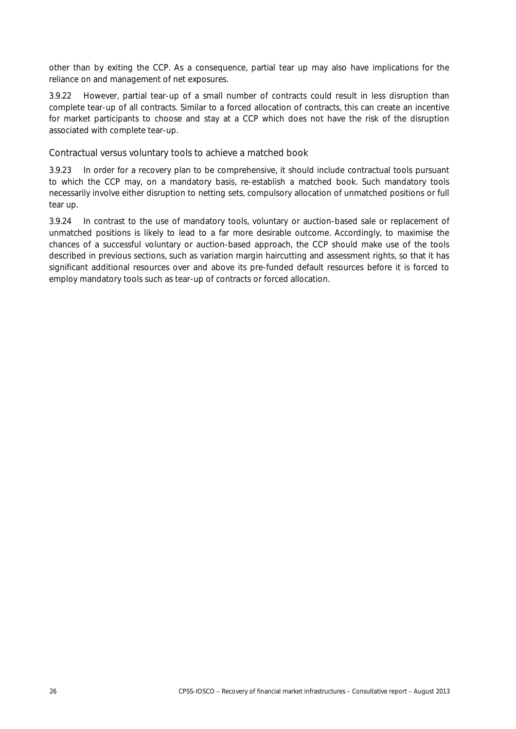other than by exiting the CCP. As a consequence, partial tear up may also have implications for the reliance on and management of net exposures.

3.9.22 However, partial tear-up of a small number of contracts could result in less disruption than complete tear-up of all contracts. Similar to a forced allocation of contracts, this can create an incentive for market participants to choose and stay at a CCP which does not have the risk of the disruption associated with complete tear-up.

### Contractual versus voluntary tools to achieve a matched book

3.9.23 In order for a recovery plan to be comprehensive, it should include contractual tools pursuant to which the CCP may, on a mandatory basis, re-establish a matched book. Such mandatory tools necessarily involve either disruption to netting sets, compulsory allocation of unmatched positions or full tear up.

3.9.24 In contrast to the use of mandatory tools, voluntary or auction-based sale or replacement of unmatched positions is likely to lead to a far more desirable outcome. Accordingly, to maximise the chances of a successful voluntary or auction-based approach, the CCP should make use of the tools described in previous sections, such as variation margin haircutting and assessment rights, so that it has significant additional resources over and above its pre-funded default resources before it is forced to employ mandatory tools such as tear-up of contracts or forced allocation.